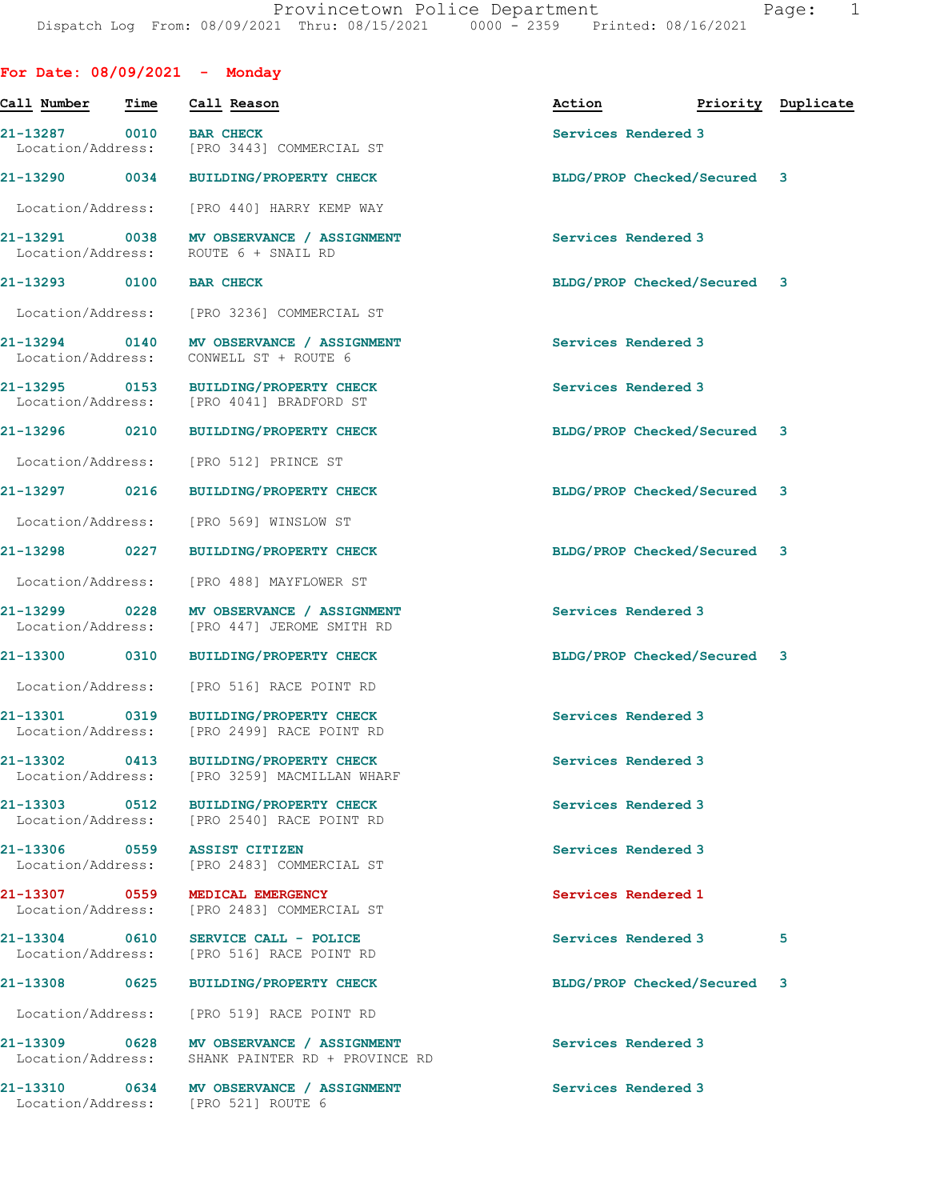Provincetown Police Department
Dispatch Log From: 08/09/2021 Thru: 08/15/2021 0000 - 2359 Printed: 08/16/2021

## For Date: 08/09/2021 - Monday

| Call Number | Time | Call Reason | Action | Priority | Duplicate |
|---|---|---|---|---|---|
| 21-13287 | 0010 | BAR CHECK<br>Location/Address: [PRO 3443] COMMERCIAL ST | Services Rendered | 3 | |
| 21-13290 | 0034 | BUILDING/PROPERTY CHECK<br>Location/Address: [PRO 440] HARRY KEMP WAY | BLDG/PROP Checked/Secured | 3 | |
| 21-13291 | 0038 | MV OBSERVANCE / ASSIGNMENT<br>Location/Address: ROUTE 6 + SNAIL RD | Services Rendered | 3 | |
| 21-13293 | 0100 | BAR CHECK<br>Location/Address: [PRO 3236] COMMERCIAL ST | BLDG/PROP Checked/Secured | 3 | |
| 21-13294 | 0140 | MV OBSERVANCE / ASSIGNMENT<br>Location/Address: CONWELL ST + ROUTE 6 | Services Rendered | 3 | |
| 21-13295 | 0153 | BUILDING/PROPERTY CHECK<br>Location/Address: [PRO 4041] BRADFORD ST | Services Rendered | 3 | |
| 21-13296 | 0210 | BUILDING/PROPERTY CHECK<br>Location/Address: [PRO 512] PRINCE ST | BLDG/PROP Checked/Secured | 3 | |
| 21-13297 | 0216 | BUILDING/PROPERTY CHECK<br>Location/Address: [PRO 569] WINSLOW ST | BLDG/PROP Checked/Secured | 3 | |
| 21-13298 | 0227 | BUILDING/PROPERTY CHECK<br>Location/Address: [PRO 488] MAYFLOWER ST | BLDG/PROP Checked/Secured | 3 | |
| 21-13299 | 0228 | MV OBSERVANCE / ASSIGNMENT<br>Location/Address: [PRO 447] JEROME SMITH RD | Services Rendered | 3 | |
| 21-13300 | 0310 | BUILDING/PROPERTY CHECK<br>Location/Address: [PRO 516] RACE POINT RD | BLDG/PROP Checked/Secured | 3 | |
| 21-13301 | 0319 | BUILDING/PROPERTY CHECK<br>Location/Address: [PRO 2499] RACE POINT RD | Services Rendered | 3 | |
| 21-13302 | 0413 | BUILDING/PROPERTY CHECK<br>Location/Address: [PRO 3259] MACMILLAN WHARF | Services Rendered | 3 | |
| 21-13303 | 0512 | BUILDING/PROPERTY CHECK<br>Location/Address: [PRO 2540] RACE POINT RD | Services Rendered | 3 | |
| 21-13306 | 0559 | ASSIST CITIZEN<br>Location/Address: [PRO 2483] COMMERCIAL ST | Services Rendered | 3 | |
| 21-13307 | 0559 | MEDICAL EMERGENCY<br>Location/Address: [PRO 2483] COMMERCIAL ST | Services Rendered | 1 | |
| 21-13304 | 0610 | SERVICE CALL - POLICE<br>Location/Address: [PRO 516] RACE POINT RD | Services Rendered | 3 | 5 |
| 21-13308 | 0625 | BUILDING/PROPERTY CHECK<br>Location/Address: [PRO 519] RACE POINT RD | BLDG/PROP Checked/Secured | 3 | |
| 21-13309 | 0628 | MV OBSERVANCE / ASSIGNMENT<br>Location/Address: SHANK PAINTER RD + PROVINCE RD | Services Rendered | 3 | |
| 21-13310 | 0634 | MV OBSERVANCE / ASSIGNMENT<br>Location/Address: [PRO 521] ROUTE 6 | Services Rendered | 3 | |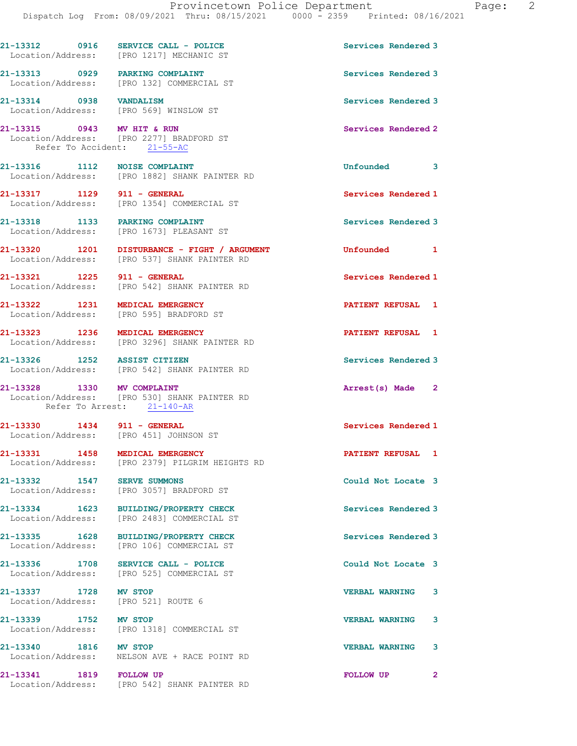| Call Number | Time | Call Reason | Action | Priority |
|---|---|---|---|---|
| 21-13312 | 0916 | SERVICE CALL - POLICE | Services Rendered | 3 |
| Location/Address: [PRO 1217] MECHANIC ST | | | | |
| 21-13313 | 0929 | PARKING COMPLAINT | Services Rendered | 3 |
| Location/Address: [PRO 132] COMMERCIAL ST | | | | |
| 21-13314 | 0938 | VANDALISM | Services Rendered | 3 |
| Location/Address: [PRO 569] WINSLOW ST | | | | |
| 21-13315 | 0943 | MV HIT & RUN | Services Rendered | 2 |
| Location/Address: [PRO 2277] BRADFORD ST; Refer To Accident: 21-55-AC | | | | |
| 21-13316 | 1112 | NOISE COMPLAINT | Unfounded | 3 |
| Location/Address: [PRO 1882] SHANK PAINTER RD | | | | |
| 21-13317 | 1129 | 911 - GENERAL | Services Rendered | 1 |
| Location/Address: [PRO 1354] COMMERCIAL ST | | | | |
| 21-13318 | 1133 | PARKING COMPLAINT | Services Rendered | 3 |
| Location/Address: [PRO 1673] PLEASANT ST | | | | |
| 21-13320 | 1201 | DISTURBANCE - FIGHT / ARGUMENT | Unfounded | 1 |
| Location/Address: [PRO 537] SHANK PAINTER RD | | | | |
| 21-13321 | 1225 | 911 - GENERAL | Services Rendered | 1 |
| Location/Address: [PRO 542] SHANK PAINTER RD | | | | |
| 21-13322 | 1231 | MEDICAL EMERGENCY | PATIENT REFUSAL | 1 |
| Location/Address: [PRO 595] BRADFORD ST | | | | |
| 21-13323 | 1236 | MEDICAL EMERGENCY | PATIENT REFUSAL | 1 |
| Location/Address: [PRO 3296] SHANK PAINTER RD | | | | |
| 21-13326 | 1252 | ASSIST CITIZEN | Services Rendered | 3 |
| Location/Address: [PRO 542] SHANK PAINTER RD | | | | |
| 21-13328 | 1330 | MV COMPLAINT | Arrest(s) Made | 2 |
| Location/Address: [PRO 530] SHANK PAINTER RD; Refer To Arrest: 21-140-AR | | | | |
| 21-13330 | 1434 | 911 - GENERAL | Services Rendered | 1 |
| Location/Address: [PRO 451] JOHNSON ST | | | | |
| 21-13331 | 1458 | MEDICAL EMERGENCY | PATIENT REFUSAL | 1 |
| Location/Address: [PRO 2379] PILGRIM HEIGHTS RD | | | | |
| 21-13332 | 1547 | SERVE SUMMONS | Could Not Locate | 3 |
| Location/Address: [PRO 3057] BRADFORD ST | | | | |
| 21-13334 | 1623 | BUILDING/PROPERTY CHECK | Services Rendered | 3 |
| Location/Address: [PRO 2483] COMMERCIAL ST | | | | |
| 21-13335 | 1628 | BUILDING/PROPERTY CHECK | Services Rendered | 3 |
| Location/Address: [PRO 106] COMMERCIAL ST | | | | |
| 21-13336 | 1708 | SERVICE CALL - POLICE | Could Not Locate | 3 |
| Location/Address: [PRO 525] COMMERCIAL ST | | | | |
| 21-13337 | 1728 | MV STOP | VERBAL WARNING | 3 |
| Location/Address: [PRO 521] ROUTE 6 | | | | |
| 21-13339 | 1752 | MV STOP | VERBAL WARNING | 3 |
| Location/Address: [PRO 1318] COMMERCIAL ST | | | | |
| 21-13340 | 1816 | MV STOP | VERBAL WARNING | 3 |
| Location/Address: NELSON AVE + RACE POINT RD | | | | |
| 21-13341 | 1819 | FOLLOW UP | FOLLOW UP | 2 |
| Location/Address: [PRO 542] SHANK PAINTER RD | | | | |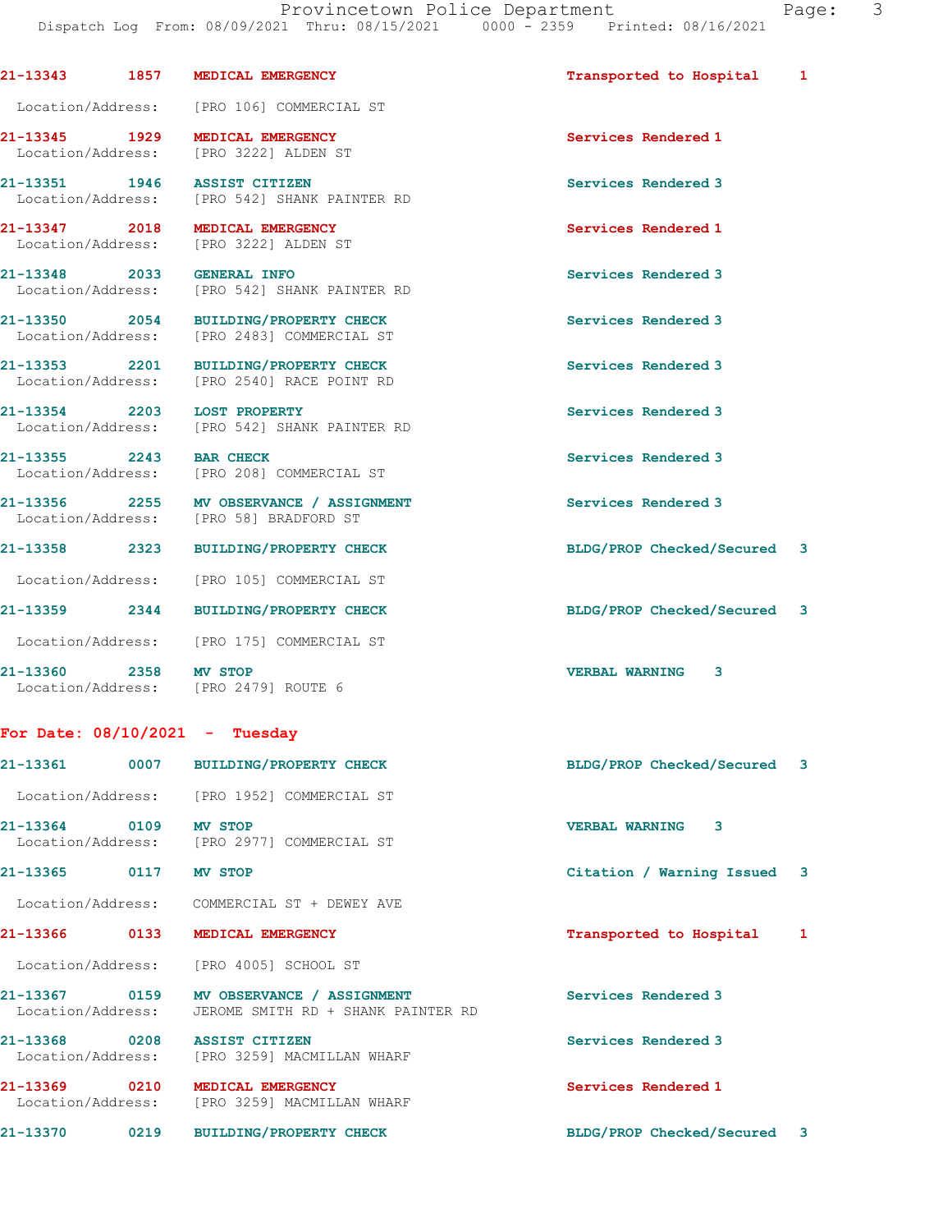21-13343 1857 MEDICAL EMERGENCY Transported to Hospital 1
Location/Address: [PRO 106] COMMERCIAL ST

21-13345 1929 MEDICAL EMERGENCY Services Rendered 1
Location/Address: [PRO 3222] ALDEN ST

21-13351 1946 ASSIST CITIZEN Services Rendered 3
Location/Address: [PRO 542] SHANK PAINTER RD

21-13347 2018 MEDICAL EMERGENCY Services Rendered 1
Location/Address: [PRO 3222] ALDEN ST

21-13348 2033 GENERAL INFO Services Rendered 3
Location/Address: [PRO 542] SHANK PAINTER RD

21-13350 2054 BUILDING/PROPERTY CHECK Services Rendered 3
Location/Address: [PRO 2483] COMMERCIAL ST

21-13353 2201 BUILDING/PROPERTY CHECK Services Rendered 3
Location/Address: [PRO 2540] RACE POINT RD

21-13354 2203 LOST PROPERTY Services Rendered 3
Location/Address: [PRO 542] SHANK PAINTER RD

21-13355 2243 BAR CHECK Services Rendered 3
Location/Address: [PRO 208] COMMERCIAL ST

21-13356 2255 MV OBSERVANCE / ASSIGNMENT Services Rendered 3
Location/Address: [PRO 58] BRADFORD ST

21-13358 2323 BUILDING/PROPERTY CHECK BLDG/PROP Checked/Secured 3
Location/Address: [PRO 105] COMMERCIAL ST

21-13359 2344 BUILDING/PROPERTY CHECK BLDG/PROP Checked/Secured 3
Location/Address: [PRO 175] COMMERCIAL ST

21-13360 2358 MV STOP VERBAL WARNING 3
Location/Address: [PRO 2479] ROUTE 6

## For Date: 08/10/2021 - Tuesday

21-13361 0007 BUILDING/PROPERTY CHECK BLDG/PROP Checked/Secured 3
Location/Address: [PRO 1952] COMMERCIAL ST

21-13364 0109 MV STOP VERBAL WARNING 3
Location/Address: [PRO 2977] COMMERCIAL ST

21-13365 0117 MV STOP Citation / Warning Issued 3
Location/Address: COMMERCIAL ST + DEWEY AVE

21-13366 0133 MEDICAL EMERGENCY Transported to Hospital 1
Location/Address: [PRO 4005] SCHOOL ST

21-13367 0159 MV OBSERVANCE / ASSIGNMENT Services Rendered 3
Location/Address: JEROME SMITH RD + SHANK PAINTER RD

21-13368 0208 ASSIST CITIZEN Services Rendered 3
Location/Address: [PRO 3259] MACMILLAN WHARF

21-13369 0210 MEDICAL EMERGENCY Services Rendered 1
Location/Address: [PRO 3259] MACMILLAN WHARF

21-13370 0219 BUILDING/PROPERTY CHECK BLDG/PROP Checked/Secured 3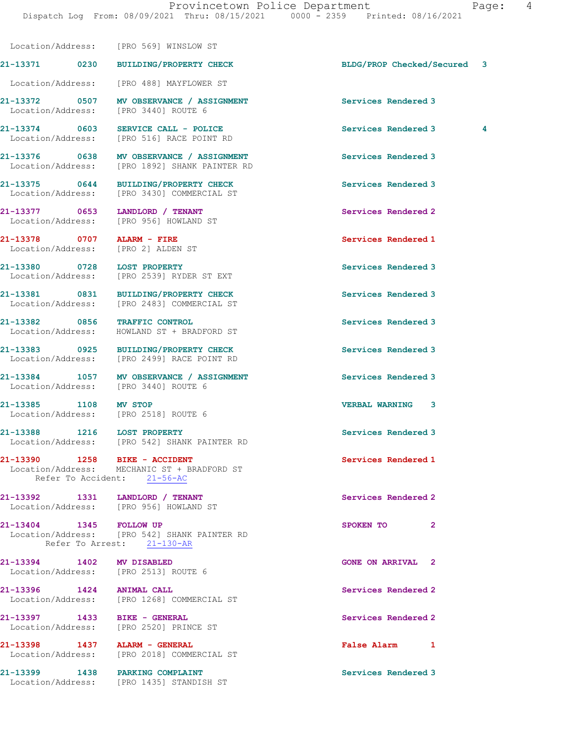Location/Address: [PRO 569] WINSLOW ST

21-13371 0230 BUILDING/PROPERTY CHECK BLDG/PROP Checked/Secured 3

Location/Address: [PRO 488] MAYFLOWER ST

21-13372 0507 MV OBSERVANCE / ASSIGNMENT Services Rendered 3
Location/Address: [PRO 3440] ROUTE 6

21-13374 0603 SERVICE CALL - POLICE Services Rendered 3 4
Location/Address: [PRO 516] RACE POINT RD

21-13376 0638 MV OBSERVANCE / ASSIGNMENT Services Rendered 3
Location/Address: [PRO 1892] SHANK PAINTER RD

21-13375 0644 BUILDING/PROPERTY CHECK Services Rendered 3
Location/Address: [PRO 3430] COMMERCIAL ST

21-13377 0653 LANDLORD / TENANT Services Rendered 2
Location/Address: [PRO 956] HOWLAND ST

21-13378 0707 ALARM - FIRE Services Rendered 1
Location/Address: [PRO 2] ALDEN ST

21-13380 0728 LOST PROPERTY Services Rendered 3
Location/Address: [PRO 2539] RYDER ST EXT

21-13381 0831 BUILDING/PROPERTY CHECK Services Rendered 3
Location/Address: [PRO 2483] COMMERCIAL ST

21-13382 0856 TRAFFIC CONTROL Services Rendered 3
Location/Address: HOWLAND ST + BRADFORD ST

21-13383 0925 BUILDING/PROPERTY CHECK Services Rendered 3
Location/Address: [PRO 2499] RACE POINT RD

21-13384 1057 MV OBSERVANCE / ASSIGNMENT Services Rendered 3
Location/Address: [PRO 3440] ROUTE 6

21-13385 1108 MV STOP VERBAL WARNING 3
Location/Address: [PRO 2518] ROUTE 6

21-13388 1216 LOST PROPERTY Services Rendered 3
Location/Address: [PRO 542] SHANK PAINTER RD

21-13390 1258 BIKE - ACCIDENT Services Rendered 1
Location/Address: MECHANIC ST + BRADFORD ST
Refer To Accident: 21-56-AC

21-13392 1331 LANDLORD / TENANT Services Rendered 2
Location/Address: [PRO 956] HOWLAND ST

21-13404 1345 FOLLOW UP SPOKEN TO 2
Location/Address: [PRO 542] SHANK PAINTER RD
Refer To Arrest: 21-130-AR

21-13394 1402 MV DISABLED GONE ON ARRIVAL 2
Location/Address: [PRO 2513] ROUTE 6

21-13396 1424 ANIMAL CALL Services Rendered 2
Location/Address: [PRO 1268] COMMERCIAL ST

21-13397 1433 BIKE - GENERAL Services Rendered 2
Location/Address: [PRO 2520] PRINCE ST

21-13398 1437 ALARM - GENERAL False Alarm 1
Location/Address: [PRO 2018] COMMERCIAL ST

21-13399 1438 PARKING COMPLAINT Services Rendered 3
Location/Address: [PRO 1435] STANDISH ST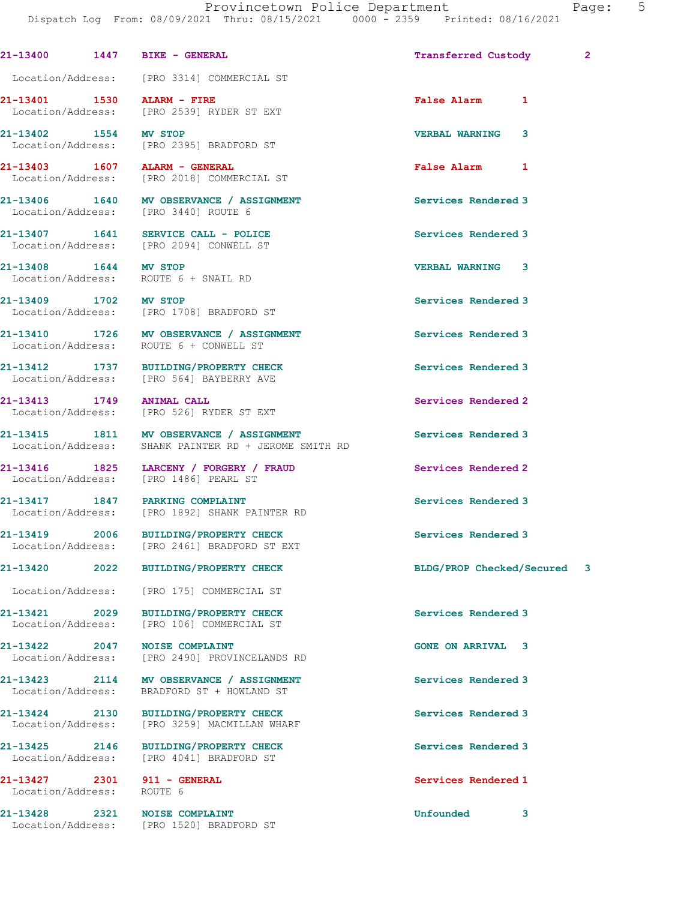| Call Number | Time | Call Type | Disposition | Priority |
|---|---|---|---|---|
| 21-13400 | 1447 | BIKE - GENERAL | Transferred Custody | 2 |
| | | Location/Address: [PRO 3314] COMMERCIAL ST | | |
| 21-13401 | 1530 | ALARM - FIRE | False Alarm | 1 |
| | | Location/Address: [PRO 2539] RYDER ST EXT | | |
| 21-13402 | 1554 | MV STOP | VERBAL WARNING | 3 |
| | | Location/Address: [PRO 2395] BRADFORD ST | | |
| 21-13403 | 1607 | ALARM - GENERAL | False Alarm | 1 |
| | | Location/Address: [PRO 2018] COMMERCIAL ST | | |
| 21-13406 | 1640 | MV OBSERVANCE / ASSIGNMENT | Services Rendered | 3 |
| | | Location/Address: [PRO 3440] ROUTE 6 | | |
| 21-13407 | 1641 | SERVICE CALL - POLICE | Services Rendered | 3 |
| | | Location/Address: [PRO 2094] CONWELL ST | | |
| 21-13408 | 1644 | MV STOP | VERBAL WARNING | 3 |
| | | Location/Address: ROUTE 6 + SNAIL RD | | |
| 21-13409 | 1702 | MV STOP | Services Rendered | 3 |
| | | Location/Address: [PRO 1708] BRADFORD ST | | |
| 21-13410 | 1726 | MV OBSERVANCE / ASSIGNMENT | Services Rendered | 3 |
| | | Location/Address: ROUTE 6 + CONWELL ST | | |
| 21-13412 | 1737 | BUILDING/PROPERTY CHECK | Services Rendered | 3 |
| | | Location/Address: [PRO 564] BAYBERRY AVE | | |
| 21-13413 | 1749 | ANIMAL CALL | Services Rendered | 2 |
| | | Location/Address: [PRO 526] RYDER ST EXT | | |
| 21-13415 | 1811 | MV OBSERVANCE / ASSIGNMENT | Services Rendered | 3 |
| | | Location/Address: SHANK PAINTER RD + JEROME SMITH RD | | |
| 21-13416 | 1825 | LARCENY / FORGERY / FRAUD | Services Rendered | 2 |
| | | Location/Address: [PRO 1486] PEARL ST | | |
| 21-13417 | 1847 | PARKING COMPLAINT | Services Rendered | 3 |
| | | Location/Address: [PRO 1892] SHANK PAINTER RD | | |
| 21-13419 | 2006 | BUILDING/PROPERTY CHECK | Services Rendered | 3 |
| | | Location/Address: [PRO 2461] BRADFORD ST EXT | | |
| 21-13420 | 2022 | BUILDING/PROPERTY CHECK | BLDG/PROP Checked/Secured | 3 |
| | | Location/Address: [PRO 175] COMMERCIAL ST | | |
| 21-13421 | 2029 | BUILDING/PROPERTY CHECK | Services Rendered | 3 |
| | | Location/Address: [PRO 106] COMMERCIAL ST | | |
| 21-13422 | 2047 | NOISE COMPLAINT | GONE ON ARRIVAL | 3 |
| | | Location/Address: [PRO 2490] PROVINCELANDS RD | | |
| 21-13423 | 2114 | MV OBSERVANCE / ASSIGNMENT | Services Rendered | 3 |
| | | Location/Address: BRADFORD ST + HOWLAND ST | | |
| 21-13424 | 2130 | BUILDING/PROPERTY CHECK | Services Rendered | 3 |
| | | Location/Address: [PRO 3259] MACMILLAN WHARF | | |
| 21-13425 | 2146 | BUILDING/PROPERTY CHECK | Services Rendered | 3 |
| | | Location/Address: [PRO 4041] BRADFORD ST | | |
| 21-13427 | 2301 | 911 - GENERAL | Services Rendered | 1 |
| | | Location/Address: ROUTE 6 | | |
| 21-13428 | 2321 | NOISE COMPLAINT | Unfounded | 3 |
| | | Location/Address: [PRO 1520] BRADFORD ST | | |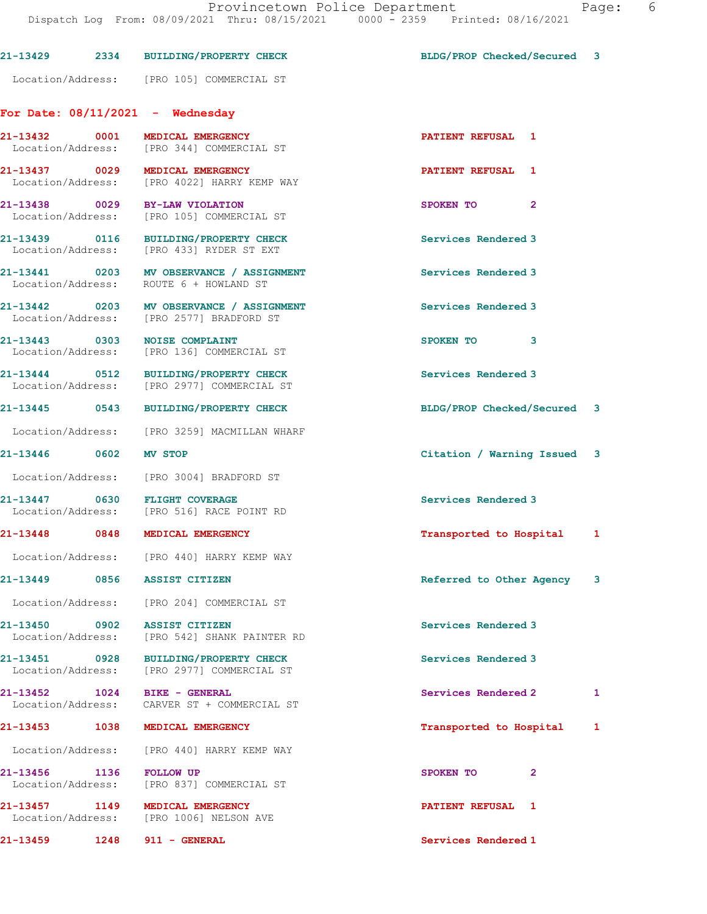21-13429 2334 BUILDING/PROPERTY CHECK BLDG/PROP Checked/Secured 3

Location/Address: [PRO 105] COMMERCIAL ST

## For Date: 08/11/2021 - Wednesday

21-13432 0001 MEDICAL EMERGENCY PATIENT REFUSAL 1
Location/Address: [PRO 344] COMMERCIAL ST

21-13437 0029 MEDICAL EMERGENCY PATIENT REFUSAL 1
Location/Address: [PRO 4022] HARRY KEMP WAY

21-13438 0029 BY-LAW VIOLATION SPOKEN TO 2
Location/Address: [PRO 105] COMMERCIAL ST

21-13439 0116 BUILDING/PROPERTY CHECK Services Rendered 3
Location/Address: [PRO 433] RYDER ST EXT

21-13441 0203 MV OBSERVANCE / ASSIGNMENT Services Rendered 3
Location/Address: ROUTE 6 + HOWLAND ST

21-13442 0203 MV OBSERVANCE / ASSIGNMENT Services Rendered 3
Location/Address: [PRO 2577] BRADFORD ST

21-13443 0303 NOISE COMPLAINT SPOKEN TO 3
Location/Address: [PRO 136] COMMERCIAL ST

21-13444 0512 BUILDING/PROPERTY CHECK Services Rendered 3
Location/Address: [PRO 2977] COMMERCIAL ST

21-13445 0543 BUILDING/PROPERTY CHECK BLDG/PROP Checked/Secured 3

Location/Address: [PRO 3259] MACMILLAN WHARF

21-13446 0602 MV STOP Citation / Warning Issued 3

Location/Address: [PRO 3004] BRADFORD ST

21-13447 0630 FLIGHT COVERAGE Services Rendered 3
Location/Address: [PRO 516] RACE POINT RD

21-13448 0848 MEDICAL EMERGENCY Transported to Hospital 1

Location/Address: [PRO 440] HARRY KEMP WAY

21-13449 0856 ASSIST CITIZEN Referred to Other Agency 3

Location/Address: [PRO 204] COMMERCIAL ST

21-13450 0902 ASSIST CITIZEN Services Rendered 3
Location/Address: [PRO 542] SHANK PAINTER RD

21-13451 0928 BUILDING/PROPERTY CHECK Services Rendered 3
Location/Address: [PRO 2977] COMMERCIAL ST

21-13452 1024 BIKE - GENERAL Services Rendered 2 1
Location/Address: CARVER ST + COMMERCIAL ST

21-13453 1038 MEDICAL EMERGENCY Transported to Hospital 1

Location/Address: [PRO 440] HARRY KEMP WAY

21-13456 1136 FOLLOW UP SPOKEN TO 2
Location/Address: [PRO 837] COMMERCIAL ST

21-13457 1149 MEDICAL EMERGENCY PATIENT REFUSAL 1
Location/Address: [PRO 1006] NELSON AVE

21-13459 1248 911 - GENERAL Services Rendered 1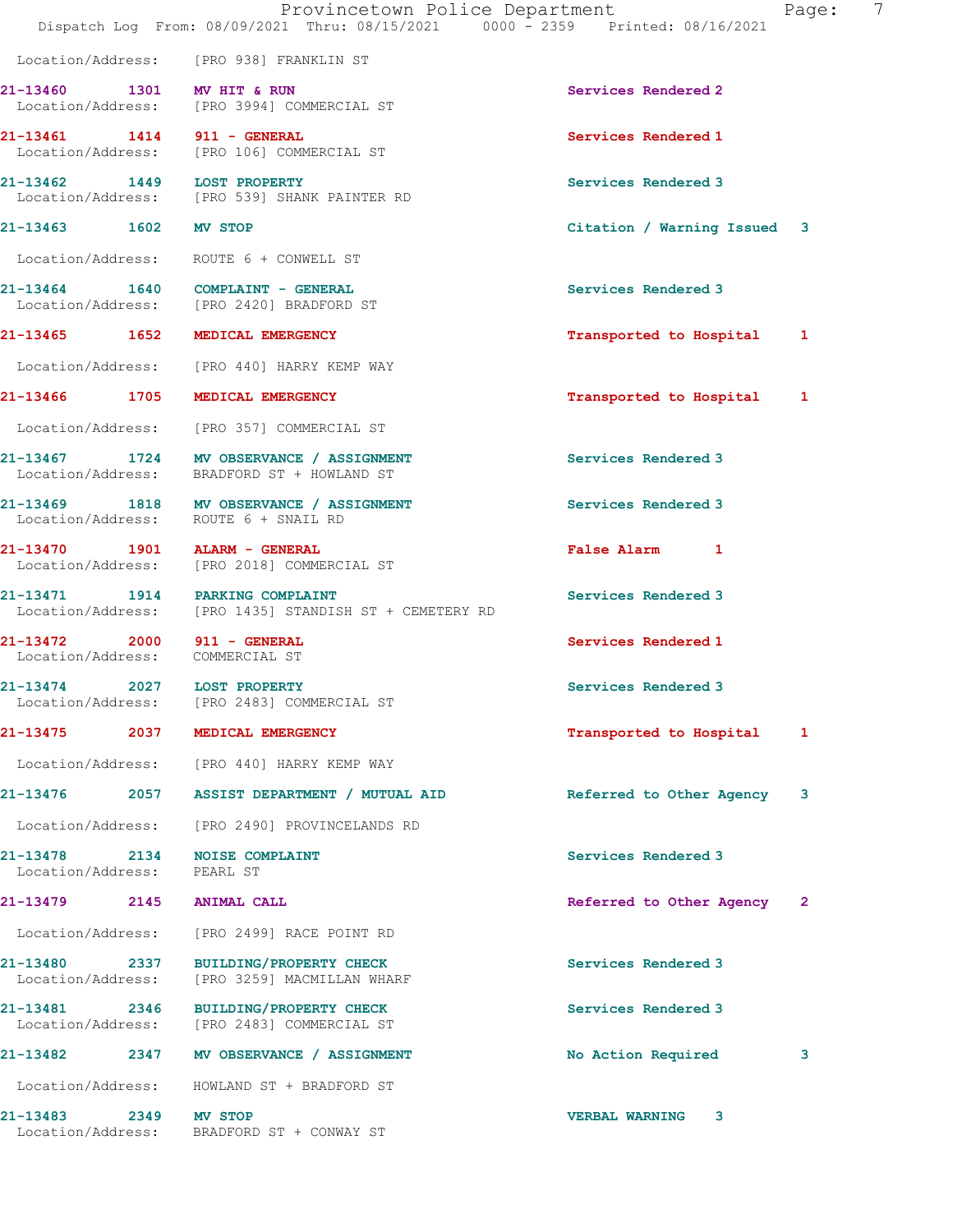Location/Address: [PRO 938] FRANKLIN ST

**21-13460 1301 MV HIT & RUN** Services Rendered 2
Location/Address: [PRO 3994] COMMERCIAL ST

**21-13461 1414 911 - GENERAL** Services Rendered 1
Location/Address: [PRO 106] COMMERCIAL ST

**21-13462 1449 LOST PROPERTY** Services Rendered 3
Location/Address: [PRO 539] SHANK PAINTER RD

**21-13463 1602 MV STOP** Citation / Warning Issued 3
Location/Address: ROUTE 6 + CONWELL ST

**21-13464 1640 COMPLAINT - GENERAL** Services Rendered 3
Location/Address: [PRO 2420] BRADFORD ST

**21-13465 1652 MEDICAL EMERGENCY** Transported to Hospital 1
Location/Address: [PRO 440] HARRY KEMP WAY

**21-13466 1705 MEDICAL EMERGENCY** Transported to Hospital 1
Location/Address: [PRO 357] COMMERCIAL ST

**21-13467 1724 MV OBSERVANCE / ASSIGNMENT** Services Rendered 3
Location/Address: BRADFORD ST + HOWLAND ST

**21-13469 1818 MV OBSERVANCE / ASSIGNMENT** Services Rendered 3
Location/Address: ROUTE 6 + SNAIL RD

**21-13470 1901 ALARM - GENERAL** False Alarm 1
Location/Address: [PRO 2018] COMMERCIAL ST

**21-13471 1914 PARKING COMPLAINT** Services Rendered 3
Location/Address: [PRO 1435] STANDISH ST + CEMETERY RD

**21-13472 2000 911 - GENERAL** Services Rendered 1
Location/Address: COMMERCIAL ST

**21-13474 2027 LOST PROPERTY** Services Rendered 3
Location/Address: [PRO 2483] COMMERCIAL ST

**21-13475 2037 MEDICAL EMERGENCY** Transported to Hospital 1
Location/Address: [PRO 440] HARRY KEMP WAY

**21-13476 2057 ASSIST DEPARTMENT / MUTUAL AID** Referred to Other Agency 3
Location/Address: [PRO 2490] PROVINCELANDS RD

**21-13478 2134 NOISE COMPLAINT** Services Rendered 3
Location/Address: PEARL ST

**21-13479 2145 ANIMAL CALL** Referred to Other Agency 2
Location/Address: [PRO 2499] RACE POINT RD

**21-13480 2337 BUILDING/PROPERTY CHECK** Services Rendered 3
Location/Address: [PRO 3259] MACMILLAN WHARF

**21-13481 2346 BUILDING/PROPERTY CHECK** Services Rendered 3
Location/Address: [PRO 2483] COMMERCIAL ST

**21-13482 2347 MV OBSERVANCE / ASSIGNMENT** No Action Required 3
Location/Address: HOWLAND ST + BRADFORD ST

**21-13483 2349 MV STOP** VERBAL WARNING 3
Location/Address: BRADFORD ST + CONWAY ST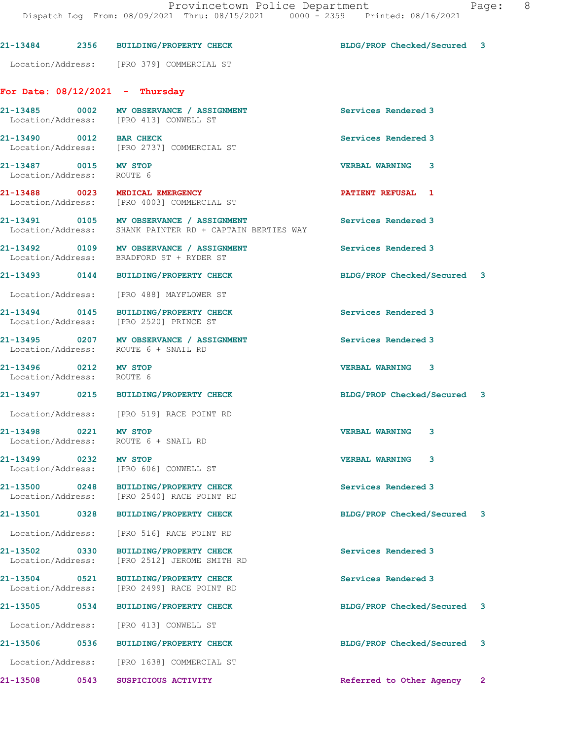21-13484 2356 BUILDING/PROPERTY CHECK BLDG/PROP Checked/Secured 3

Location/Address: [PRO 379] COMMERCIAL ST

**For Date: 08/12/2021 - Thursday**

21-13485 0002 MV OBSERVANCE / ASSIGNMENT Services Rendered 3
Location/Address: [PRO 413] CONWELL ST

21-13490 0012 BAR CHECK Services Rendered 3
Location/Address: [PRO 2737] COMMERCIAL ST

21-13487 0015 MV STOP VERBAL WARNING 3
Location/Address: ROUTE 6

21-13488 0023 MEDICAL EMERGENCY PATIENT REFUSAL 1
Location/Address: [PRO 4003] COMMERCIAL ST

21-13491 0105 MV OBSERVANCE / ASSIGNMENT Services Rendered 3
Location/Address: SHANK PAINTER RD + CAPTAIN BERTIES WAY

21-13492 0109 MV OBSERVANCE / ASSIGNMENT Services Rendered 3
Location/Address: BRADFORD ST + RYDER ST

21-13493 0144 BUILDING/PROPERTY CHECK BLDG/PROP Checked/Secured 3

Location/Address: [PRO 488] MAYFLOWER ST

21-13494 0145 BUILDING/PROPERTY CHECK Services Rendered 3
Location/Address: [PRO 2520] PRINCE ST

21-13495 0207 MV OBSERVANCE / ASSIGNMENT Services Rendered 3
Location/Address: ROUTE 6 + SNAIL RD

21-13496 0212 MV STOP VERBAL WARNING 3
Location/Address: ROUTE 6

21-13497 0215 BUILDING/PROPERTY CHECK BLDG/PROP Checked/Secured 3

Location/Address: [PRO 519] RACE POINT RD

21-13498 0221 MV STOP VERBAL WARNING 3
Location/Address: ROUTE 6 + SNAIL RD

21-13499 0232 MV STOP VERBAL WARNING 3
Location/Address: [PRO 606] CONWELL ST

21-13500 0248 BUILDING/PROPERTY CHECK Services Rendered 3
Location/Address: [PRO 2540] RACE POINT RD

21-13501 0328 BUILDING/PROPERTY CHECK BLDG/PROP Checked/Secured 3

Location/Address: [PRO 516] RACE POINT RD

21-13502 0330 BUILDING/PROPERTY CHECK Services Rendered 3
Location/Address: [PRO 2512] JEROME SMITH RD

21-13504 0521 BUILDING/PROPERTY CHECK Services Rendered 3
Location/Address: [PRO 2499] RACE POINT RD

21-13505 0534 BUILDING/PROPERTY CHECK BLDG/PROP Checked/Secured 3

Location/Address: [PRO 413] CONWELL ST

21-13506 0536 BUILDING/PROPERTY CHECK BLDG/PROP Checked/Secured 3

Location/Address: [PRO 1638] COMMERCIAL ST

21-13508 0543 SUSPICIOUS ACTIVITY Referred to Other Agency 2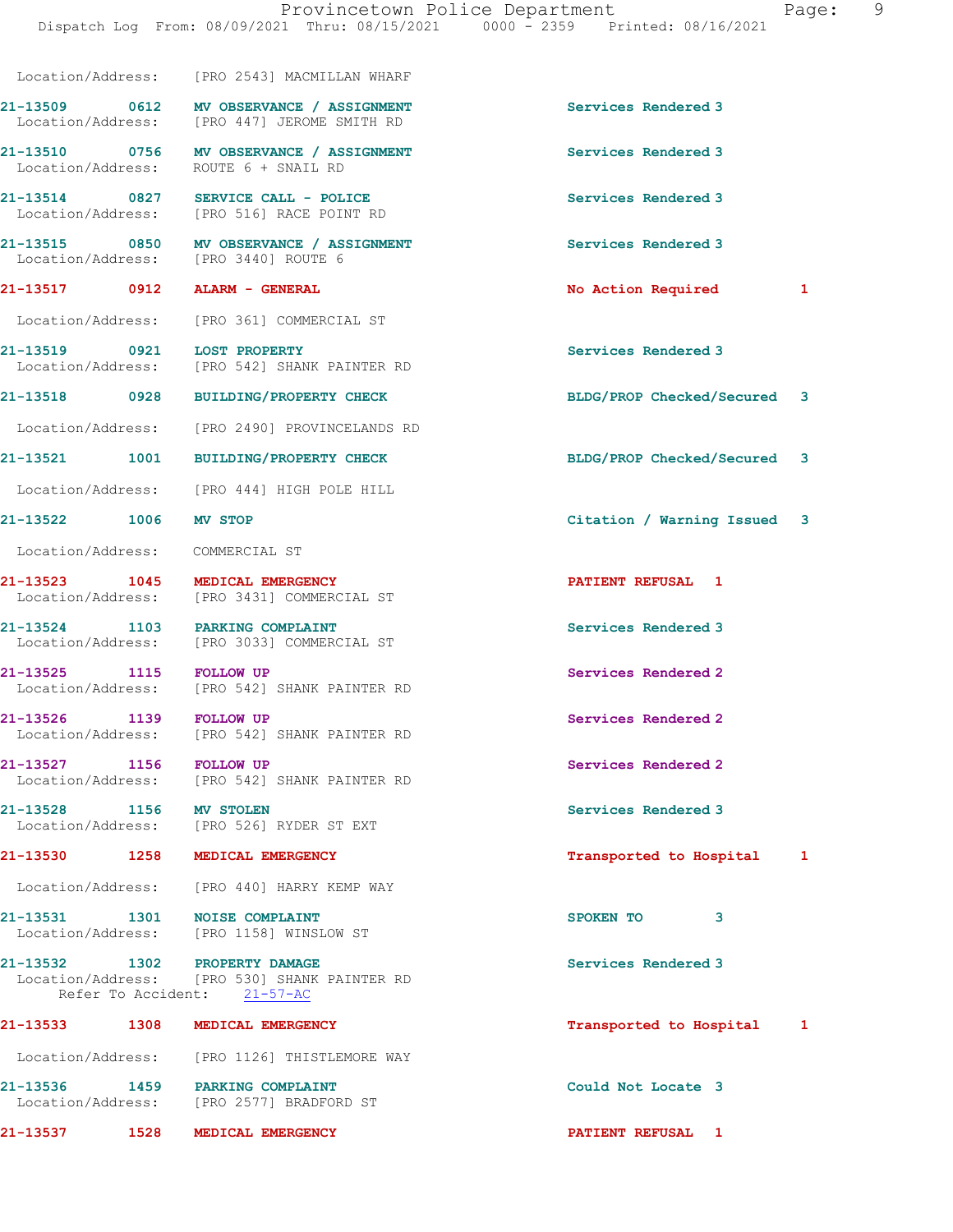Location/Address: [PRO 2543] MACMILLAN WHARF

21-13509 0612 MV OBSERVANCE / ASSIGNMENT Services Rendered 3
Location/Address: [PRO 447] JEROME SMITH RD

21-13510 0756 MV OBSERVANCE / ASSIGNMENT Services Rendered 3
Location/Address: ROUTE 6 + SNAIL RD

21-13514 0827 SERVICE CALL - POLICE Services Rendered 3
Location/Address: [PRO 516] RACE POINT RD

21-13515 0850 MV OBSERVANCE / ASSIGNMENT Services Rendered 3
Location/Address: [PRO 3440] ROUTE 6

21-13517 0912 ALARM - GENERAL No Action Required 1
Location/Address: [PRO 361] COMMERCIAL ST

21-13519 0921 LOST PROPERTY Services Rendered 3
Location/Address: [PRO 542] SHANK PAINTER RD

21-13518 0928 BUILDING/PROPERTY CHECK BLDG/PROP Checked/Secured 3
Location/Address: [PRO 2490] PROVINCELANDS RD

21-13521 1001 BUILDING/PROPERTY CHECK BLDG/PROP Checked/Secured 3
Location/Address: [PRO 444] HIGH POLE HILL

21-13522 1006 MV STOP Citation / Warning Issued 3
Location/Address: COMMERCIAL ST

21-13523 1045 MEDICAL EMERGENCY PATIENT REFUSAL 1
Location/Address: [PRO 3431] COMMERCIAL ST

21-13524 1103 PARKING COMPLAINT Services Rendered 3
Location/Address: [PRO 3033] COMMERCIAL ST

21-13525 1115 FOLLOW UP Services Rendered 2
Location/Address: [PRO 542] SHANK PAINTER RD

21-13526 1139 FOLLOW UP Services Rendered 2
Location/Address: [PRO 542] SHANK PAINTER RD

21-13527 1156 FOLLOW UP Services Rendered 2
Location/Address: [PRO 542] SHANK PAINTER RD

21-13528 1156 MV STOLEN Services Rendered 3
Location/Address: [PRO 526] RYDER ST EXT

21-13530 1258 MEDICAL EMERGENCY Transported to Hospital 1
Location/Address: [PRO 440] HARRY KEMP WAY

21-13531 1301 NOISE COMPLAINT SPOKEN TO 3
Location/Address: [PRO 1158] WINSLOW ST

21-13532 1302 PROPERTY DAMAGE Services Rendered 3
Location/Address: [PRO 530] SHANK PAINTER RD
Refer To Accident: 21-57-AC

21-13533 1308 MEDICAL EMERGENCY Transported to Hospital 1
Location/Address: [PRO 1126] THISTLEMORE WAY

21-13536 1459 PARKING COMPLAINT Could Not Locate 3
Location/Address: [PRO 2577] BRADFORD ST

21-13537 1528 MEDICAL EMERGENCY PATIENT REFUSAL 1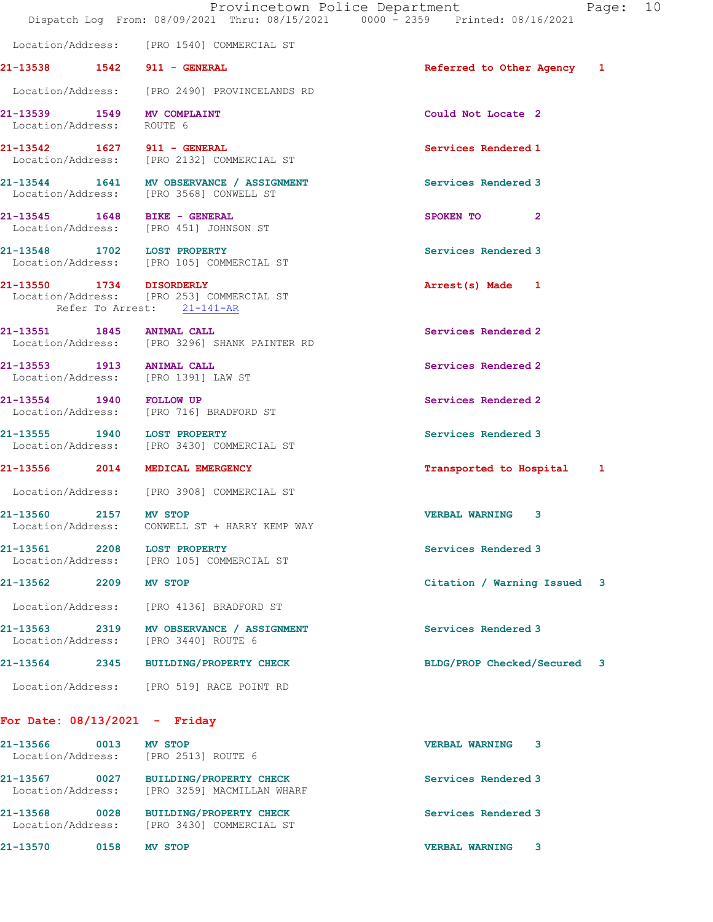Location/Address: [PRO 1540] COMMERCIAL ST

**21-13538** 1542 **911 - GENERAL** Referred to Other Agency 1

Location/Address: [PRO 2490] PROVINCELANDS RD

**21-13539** 1549 **MV COMPLAINT** Could Not Locate 2
Location/Address: ROUTE 6

**21-13542** 1627 **911 - GENERAL** Services Rendered 1
Location/Address: [PRO 2132] COMMERCIAL ST

**21-13544** 1641 **MV OBSERVANCE / ASSIGNMENT** Services Rendered 3
Location/Address: [PRO 3568] CONWELL ST

**21-13545** 1648 **BIKE - GENERAL** SPOKEN TO 2
Location/Address: [PRO 451] JOHNSON ST

**21-13548** 1702 **LOST PROPERTY** Services Rendered 3
Location/Address: [PRO 105] COMMERCIAL ST

**21-13550** 1734 **DISORDERLY** Arrest(s) Made 1
Location/Address: [PRO 253] COMMERCIAL ST
Refer To Arrest: 21-141-AR

**21-13551** 1845 **ANIMAL CALL** Services Rendered 2
Location/Address: [PRO 3296] SHANK PAINTER RD

**21-13553** 1913 **ANIMAL CALL** Services Rendered 2
Location/Address: [PRO 1391] LAW ST

**21-13554** 1940 **FOLLOW UP** Services Rendered 2
Location/Address: [PRO 716] BRADFORD ST

**21-13555** 1940 **LOST PROPERTY** Services Rendered 3
Location/Address: [PRO 3430] COMMERCIAL ST

**21-13556** 2014 **MEDICAL EMERGENCY** Transported to Hospital 1

Location/Address: [PRO 3908] COMMERCIAL ST

**21-13560** 2157 **MV STOP** VERBAL WARNING 3
Location/Address: CONWELL ST + HARRY KEMP WAY

**21-13561** 2208 **LOST PROPERTY** Services Rendered 3
Location/Address: [PRO 105] COMMERCIAL ST

**21-13562** 2209 **MV STOP** Citation / Warning Issued 3

Location/Address: [PRO 4136] BRADFORD ST

**21-13563** 2319 **MV OBSERVANCE / ASSIGNMENT** Services Rendered 3
Location/Address: [PRO 3440] ROUTE 6

**21-13564** 2345 **BUILDING/PROPERTY CHECK** BLDG/PROP Checked/Secured 3

Location/Address: [PRO 519] RACE POINT RD

## For Date: 08/13/2021 - Friday

**21-13566** 0013 **MV STOP** VERBAL WARNING 3
Location/Address: [PRO 2513] ROUTE 6

**21-13567** 0027 **BUILDING/PROPERTY CHECK** Services Rendered 3
Location/Address: [PRO 3259] MACMILLAN WHARF

**21-13568** 0028 **BUILDING/PROPERTY CHECK** Services Rendered 3
Location/Address: [PRO 3430] COMMERCIAL ST

**21-13570** 0158 **MV STOP** VERBAL WARNING 3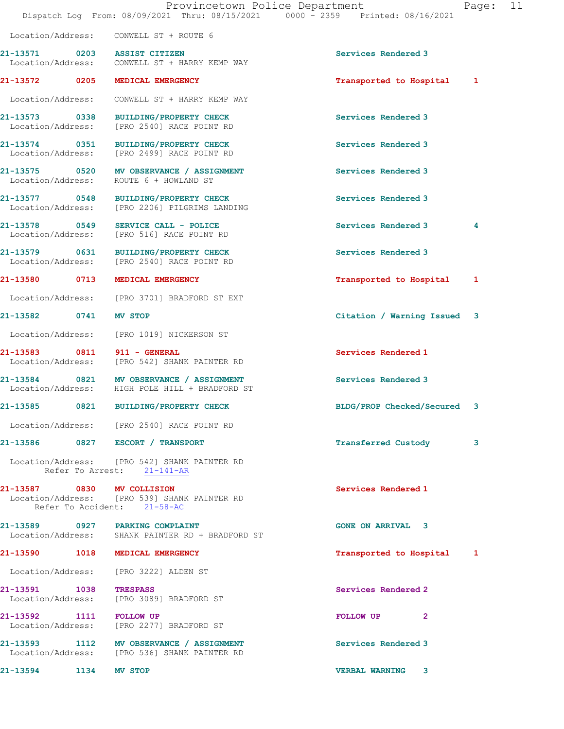Location/Address: CONWELL ST + ROUTE 6

**21-13571 0203 ASSIST CITIZEN** Services Rendered 3
Location/Address: CONWELL ST + HARRY KEMP WAY

**21-13572 0205 MEDICAL EMERGENCY** Transported to Hospital 1
Location/Address: CONWELL ST + HARRY KEMP WAY

**21-13573 0338 BUILDING/PROPERTY CHECK** Services Rendered 3
Location/Address: [PRO 2540] RACE POINT RD

**21-13574 0351 BUILDING/PROPERTY CHECK** Services Rendered 3
Location/Address: [PRO 2499] RACE POINT RD

**21-13575 0520 MV OBSERVANCE / ASSIGNMENT** Services Rendered 3
Location/Address: ROUTE 6 + HOWLAND ST

**21-13577 0548 BUILDING/PROPERTY CHECK** Services Rendered 3
Location/Address: [PRO 2206] PILGRIMS LANDING

**21-13578 0549 SERVICE CALL - POLICE** Services Rendered 3 4
Location/Address: [PRO 516] RACE POINT RD

**21-13579 0631 BUILDING/PROPERTY CHECK** Services Rendered 3
Location/Address: [PRO 2540] RACE POINT RD

**21-13580 0713 MEDICAL EMERGENCY** Transported to Hospital 1
Location/Address: [PRO 3701] BRADFORD ST EXT

**21-13582 0741 MV STOP** Citation / Warning Issued 3
Location/Address: [PRO 1019] NICKERSON ST

**21-13583 0811 911 - GENERAL** Services Rendered 1
Location/Address: [PRO 542] SHANK PAINTER RD

**21-13584 0821 MV OBSERVANCE / ASSIGNMENT** Services Rendered 3
Location/Address: HIGH POLE HILL + BRADFORD ST

**21-13585 0821 BUILDING/PROPERTY CHECK** BLDG/PROP Checked/Secured 3
Location/Address: [PRO 2540] RACE POINT RD

**21-13586 0827 ESCORT / TRANSPORT** Transferred Custody 3
Location/Address: [PRO 542] SHANK PAINTER RD
Refer To Arrest: 21-141-AR

**21-13587 0830 MV COLLISION** Services Rendered 1
Location/Address: [PRO 539] SHANK PAINTER RD
Refer To Accident: 21-58-AC

**21-13589 0927 PARKING COMPLAINT** GONE ON ARRIVAL 3
Location/Address: SHANK PAINTER RD + BRADFORD ST

**21-13590 1018 MEDICAL EMERGENCY** Transported to Hospital 1
Location/Address: [PRO 3222] ALDEN ST

**21-13591 1038 TRESPASS** Services Rendered 2
Location/Address: [PRO 3089] BRADFORD ST

**21-13592 1111 FOLLOW UP** FOLLOW UP 2
Location/Address: [PRO 2277] BRADFORD ST

**21-13593 1112 MV OBSERVANCE / ASSIGNMENT** Services Rendered 3
Location/Address: [PRO 536] SHANK PAINTER RD

**21-13594 1134 MV STOP** VERBAL WARNING 3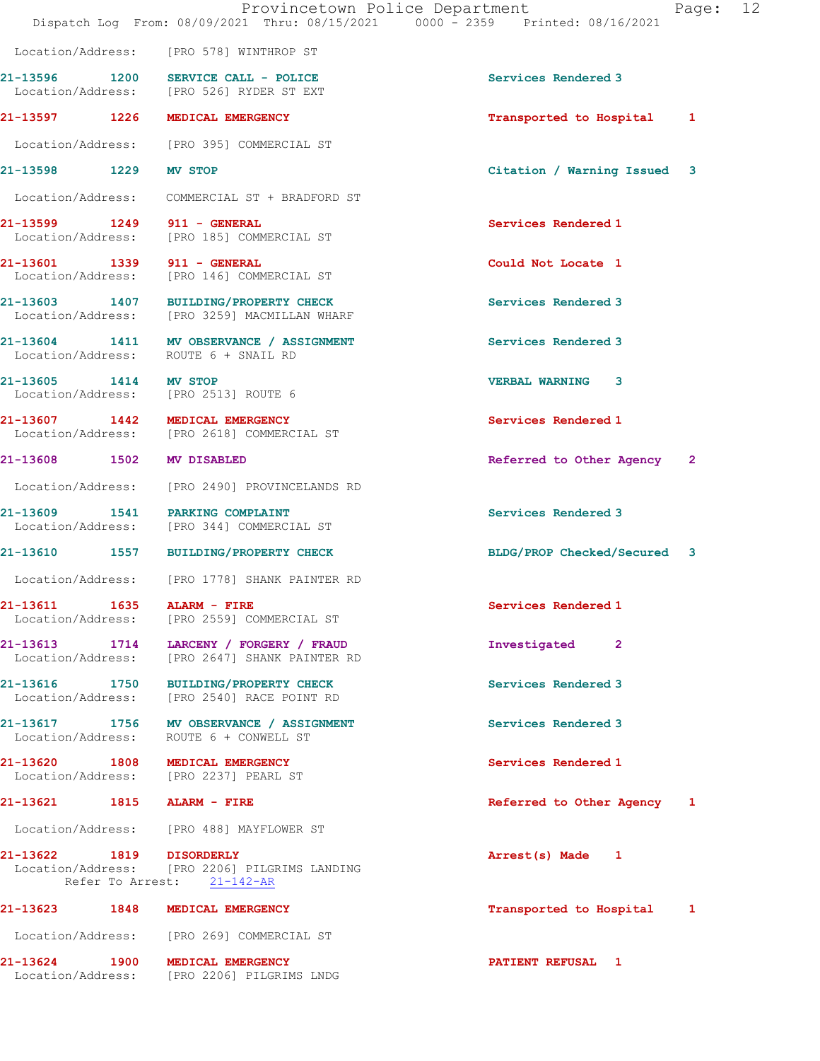Location/Address: [PRO 578] WINTHROP ST

21-13596 1200 SERVICE CALL - POLICE Services Rendered 3
Location/Address: [PRO 526] RYDER ST EXT

21-13597 1226 MEDICAL EMERGENCY Transported to Hospital 1
Location/Address: [PRO 395] COMMERCIAL ST

21-13598 1229 MV STOP Citation / Warning Issued 3
Location/Address: COMMERCIAL ST + BRADFORD ST

21-13599 1249 911 - GENERAL Services Rendered 1
Location/Address: [PRO 185] COMMERCIAL ST

21-13601 1339 911 - GENERAL Could Not Locate 1
Location/Address: [PRO 146] COMMERCIAL ST

21-13603 1407 BUILDING/PROPERTY CHECK Services Rendered 3
Location/Address: [PRO 3259] MACMILLAN WHARF

21-13604 1411 MV OBSERVANCE / ASSIGNMENT Services Rendered 3
Location/Address: ROUTE 6 + SNAIL RD

21-13605 1414 MV STOP VERBAL WARNING 3
Location/Address: [PRO 2513] ROUTE 6

21-13607 1442 MEDICAL EMERGENCY Services Rendered 1
Location/Address: [PRO 2618] COMMERCIAL ST

21-13608 1502 MV DISABLED Referred to Other Agency 2
Location/Address: [PRO 2490] PROVINCELANDS RD

21-13609 1541 PARKING COMPLAINT Services Rendered 3
Location/Address: [PRO 344] COMMERCIAL ST

21-13610 1557 BUILDING/PROPERTY CHECK BLDG/PROP Checked/Secured 3
Location/Address: [PRO 1778] SHANK PAINTER RD

21-13611 1635 ALARM - FIRE Services Rendered 1
Location/Address: [PRO 2559] COMMERCIAL ST

21-13613 1714 LARCENY / FORGERY / FRAUD Investigated 2
Location/Address: [PRO 2647] SHANK PAINTER RD

21-13616 1750 BUILDING/PROPERTY CHECK Services Rendered 3
Location/Address: [PRO 2540] RACE POINT RD

21-13617 1756 MV OBSERVANCE / ASSIGNMENT Services Rendered 3
Location/Address: ROUTE 6 + CONWELL ST

21-13620 1808 MEDICAL EMERGENCY Services Rendered 1
Location/Address: [PRO 2237] PEARL ST

21-13621 1815 ALARM - FIRE Referred to Other Agency 1
Location/Address: [PRO 488] MAYFLOWER ST

21-13622 1819 DISORDERLY Arrest(s) Made 1
Location/Address: [PRO 2206] PILGRIMS LANDING
Refer To Arrest: 21-142-AR

21-13623 1848 MEDICAL EMERGENCY Transported to Hospital 1
Location/Address: [PRO 269] COMMERCIAL ST

21-13624 1900 MEDICAL EMERGENCY PATIENT REFUSAL 1
Location/Address: [PRO 2206] PILGRIMS LNDG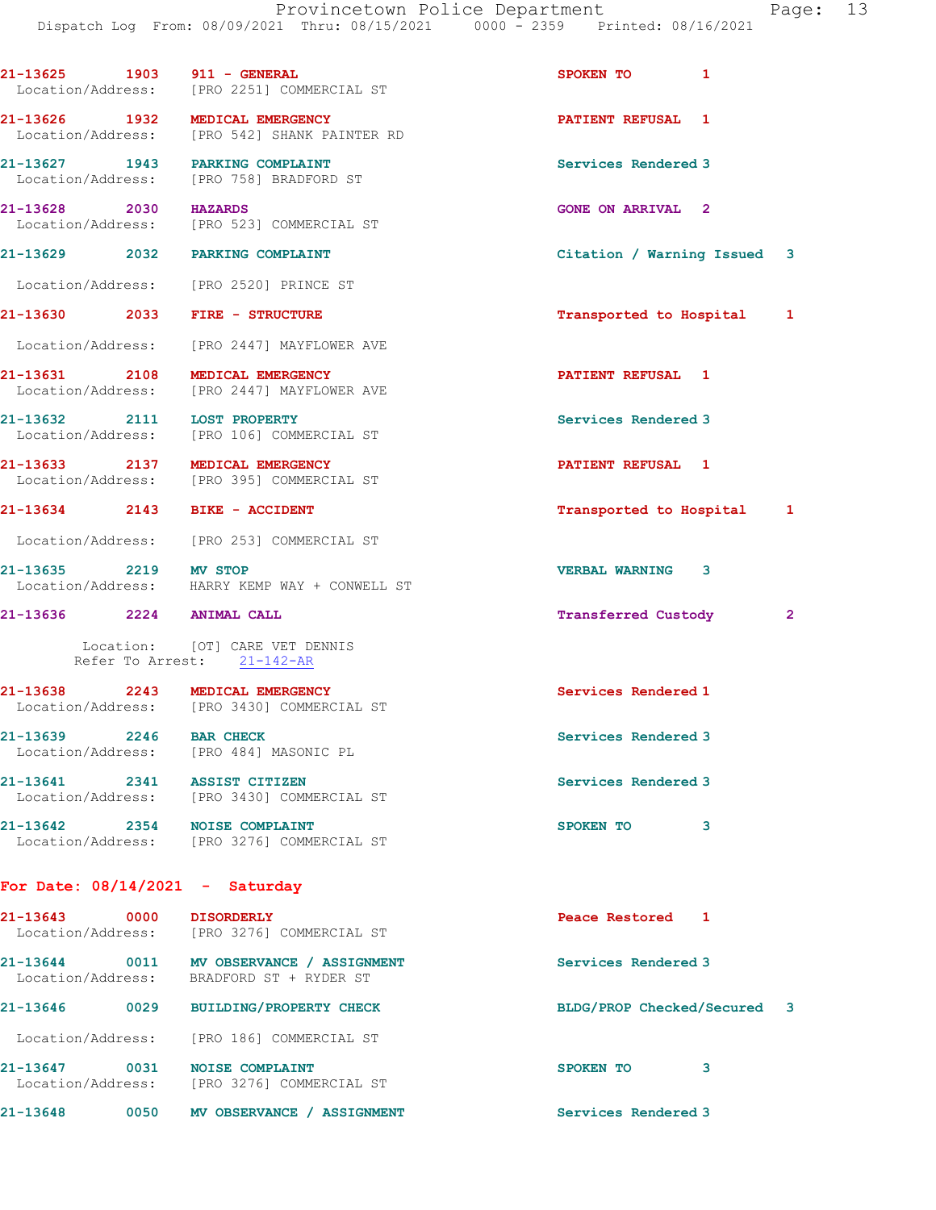21-13625 1903 911 - GENERAL SPOKEN TO 1
Location/Address: [PRO 2251] COMMERCIAL ST

21-13626 1932 MEDICAL EMERGENCY PATIENT REFUSAL 1
Location/Address: [PRO 542] SHANK PAINTER RD

21-13627 1943 PARKING COMPLAINT Services Rendered 3
Location/Address: [PRO 758] BRADFORD ST

21-13628 2030 HAZARDS GONE ON ARRIVAL 2
Location/Address: [PRO 523] COMMERCIAL ST

21-13629 2032 PARKING COMPLAINT Citation / Warning Issued 3
Location/Address: [PRO 2520] PRINCE ST

21-13630 2033 FIRE - STRUCTURE Transported to Hospital 1
Location/Address: [PRO 2447] MAYFLOWER AVE

21-13631 2108 MEDICAL EMERGENCY PATIENT REFUSAL 1
Location/Address: [PRO 2447] MAYFLOWER AVE

21-13632 2111 LOST PROPERTY Services Rendered 3
Location/Address: [PRO 106] COMMERCIAL ST

21-13633 2137 MEDICAL EMERGENCY PATIENT REFUSAL 1
Location/Address: [PRO 395] COMMERCIAL ST

21-13634 2143 BIKE - ACCIDENT Transported to Hospital 1
Location/Address: [PRO 253] COMMERCIAL ST

21-13635 2219 MV STOP VERBAL WARNING 3
Location/Address: HARRY KEMP WAY + CONWELL ST

21-13636 2224 ANIMAL CALL Transferred Custody 2
Location: [OT] CARE VET DENNIS
Refer To Arrest: 21-142-AR

21-13638 2243 MEDICAL EMERGENCY Services Rendered 1
Location/Address: [PRO 3430] COMMERCIAL ST

21-13639 2246 BAR CHECK Services Rendered 3
Location/Address: [PRO 484] MASONIC PL

21-13641 2341 ASSIST CITIZEN Services Rendered 3
Location/Address: [PRO 3430] COMMERCIAL ST

21-13642 2354 NOISE COMPLAINT SPOKEN TO 3
Location/Address: [PRO 3276] COMMERCIAL ST

## For Date: 08/14/2021 - Saturday

21-13643 0000 DISORDERLY Peace Restored 1
Location/Address: [PRO 3276] COMMERCIAL ST

21-13644 0011 MV OBSERVANCE / ASSIGNMENT Services Rendered 3
Location/Address: BRADFORD ST + RYDER ST

21-13646 0029 BUILDING/PROPERTY CHECK BLDG/PROP Checked/Secured 3
Location/Address: [PRO 186] COMMERCIAL ST

21-13647 0031 NOISE COMPLAINT SPOKEN TO 3
Location/Address: [PRO 3276] COMMERCIAL ST

21-13648 0050 MV OBSERVANCE / ASSIGNMENT Services Rendered 3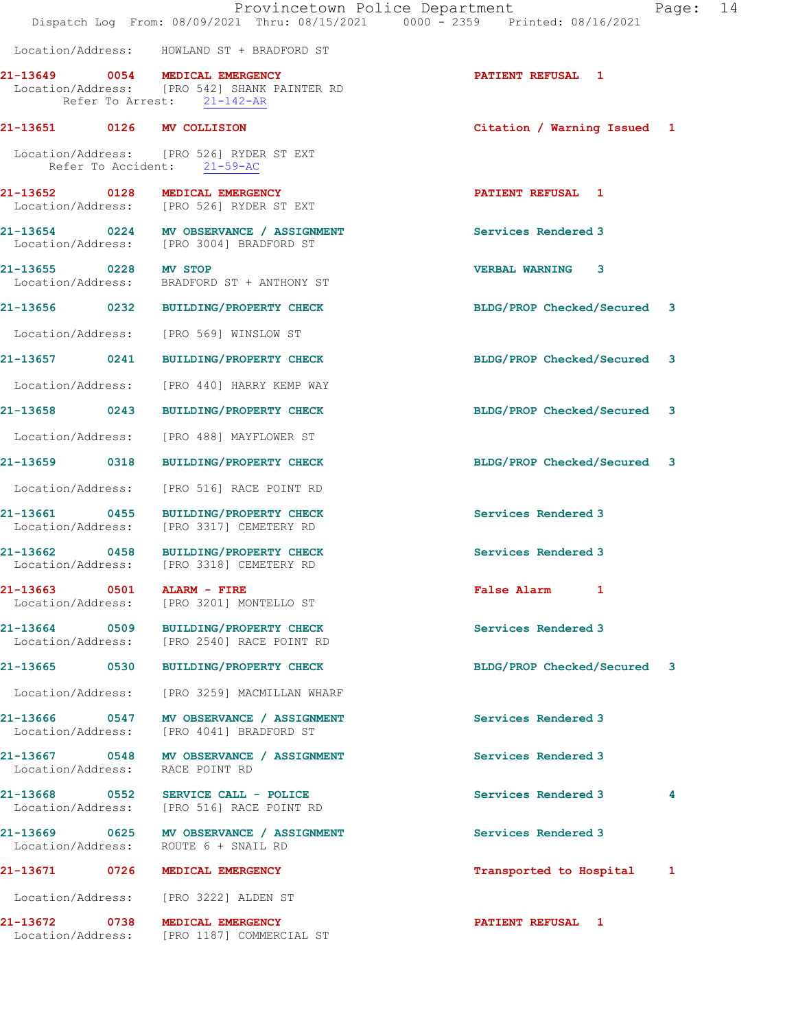Location/Address: HOWLAND ST + BRADFORD ST

**21-13649 0054 MEDICAL EMERGENCY** PATIENT REFUSAL 1
Location/Address: [PRO 542] SHANK PAINTER RD
Refer To Arrest: 21-142-AR

**21-13651 0126 MV COLLISION** Citation / Warning Issued 1
Location/Address: [PRO 526] RYDER ST EXT
Refer To Accident: 21-59-AC

**21-13652 0128 MEDICAL EMERGENCY** PATIENT REFUSAL 1
Location/Address: [PRO 526] RYDER ST EXT

**21-13654 0224 MV OBSERVANCE / ASSIGNMENT** Services Rendered 3
Location/Address: [PRO 3004] BRADFORD ST

**21-13655 0228 MV STOP** VERBAL WARNING 3
Location/Address: BRADFORD ST + ANTHONY ST

**21-13656 0232 BUILDING/PROPERTY CHECK** BLDG/PROP Checked/Secured 3
Location/Address: [PRO 569] WINSLOW ST

**21-13657 0241 BUILDING/PROPERTY CHECK** BLDG/PROP Checked/Secured 3
Location/Address: [PRO 440] HARRY KEMP WAY

**21-13658 0243 BUILDING/PROPERTY CHECK** BLDG/PROP Checked/Secured 3
Location/Address: [PRO 488] MAYFLOWER ST

**21-13659 0318 BUILDING/PROPERTY CHECK** BLDG/PROP Checked/Secured 3
Location/Address: [PRO 516] RACE POINT RD

**21-13661 0455 BUILDING/PROPERTY CHECK** Services Rendered 3
Location/Address: [PRO 3317] CEMETERY RD

**21-13662 0458 BUILDING/PROPERTY CHECK** Services Rendered 3
Location/Address: [PRO 3318] CEMETERY RD

**21-13663 0501 ALARM - FIRE** False Alarm 1
Location/Address: [PRO 3201] MONTELLO ST

**21-13664 0509 BUILDING/PROPERTY CHECK** Services Rendered 3
Location/Address: [PRO 2540] RACE POINT RD

**21-13665 0530 BUILDING/PROPERTY CHECK** BLDG/PROP Checked/Secured 3
Location/Address: [PRO 3259] MACMILLAN WHARF

**21-13666 0547 MV OBSERVANCE / ASSIGNMENT** Services Rendered 3
Location/Address: [PRO 4041] BRADFORD ST

**21-13667 0548 MV OBSERVANCE / ASSIGNMENT** Services Rendered 3
Location/Address: RACE POINT RD

**21-13668 0552 SERVICE CALL - POLICE** Services Rendered 3 4
Location/Address: [PRO 516] RACE POINT RD

**21-13669 0625 MV OBSERVANCE / ASSIGNMENT** Services Rendered 3
Location/Address: ROUTE 6 + SNAIL RD

**21-13671 0726 MEDICAL EMERGENCY** Transported to Hospital 1
Location/Address: [PRO 3222] ALDEN ST

**21-13672 0738 MEDICAL EMERGENCY** PATIENT REFUSAL 1
Location/Address: [PRO 1187] COMMERCIAL ST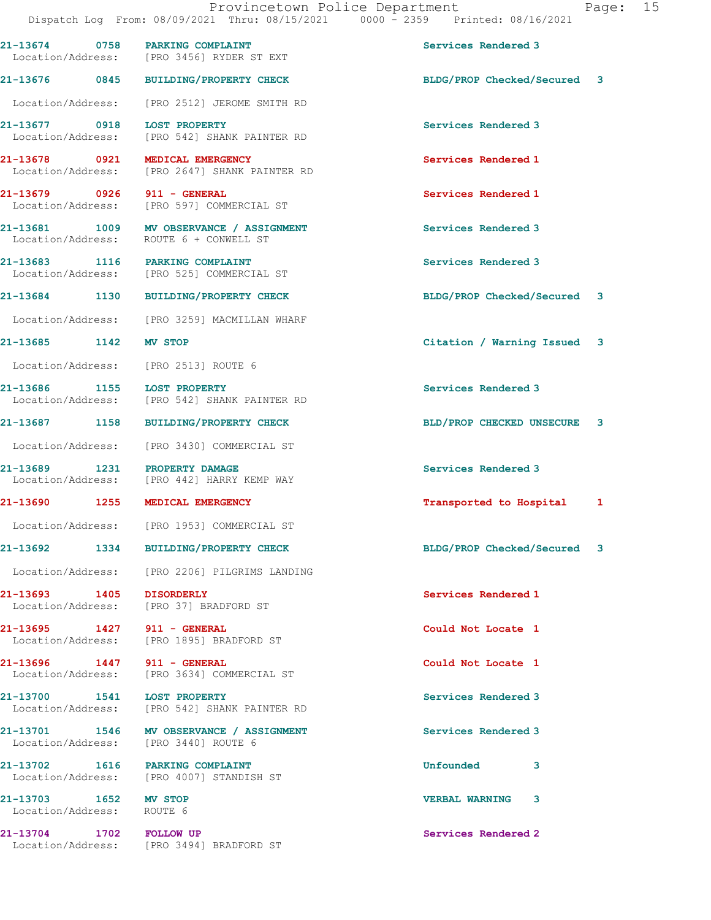| Call # | Time | Call Type | Disposition | Priority |
|---|---|---|---|---|
| 21-13674 | 0758 | PARKING COMPLAINT | Services Rendered | 3 |
| Location/Address: [PRO 3456] RYDER ST EXT | | | | |
| 21-13676 | 0845 | BUILDING/PROPERTY CHECK | BLDG/PROP Checked/Secured | 3 |
| Location/Address: [PRO 2512] JEROME SMITH RD | | | | |
| 21-13677 | 0918 | LOST PROPERTY | Services Rendered | 3 |
| Location/Address: [PRO 542] SHANK PAINTER RD | | | | |
| 21-13678 | 0921 | MEDICAL EMERGENCY | Services Rendered | 1 |
| Location/Address: [PRO 2647] SHANK PAINTER RD | | | | |
| 21-13679 | 0926 | 911 - GENERAL | Services Rendered | 1 |
| Location/Address: [PRO 597] COMMERCIAL ST | | | | |
| 21-13681 | 1009 | MV OBSERVANCE / ASSIGNMENT | Services Rendered | 3 |
| Location/Address: ROUTE 6 + CONWELL ST | | | | |
| 21-13683 | 1116 | PARKING COMPLAINT | Services Rendered | 3 |
| Location/Address: [PRO 525] COMMERCIAL ST | | | | |
| 21-13684 | 1130 | BUILDING/PROPERTY CHECK | BLDG/PROP Checked/Secured | 3 |
| Location/Address: [PRO 3259] MACMILLAN WHARF | | | | |
| 21-13685 | 1142 | MV STOP | Citation / Warning Issued | 3 |
| Location/Address: [PRO 2513] ROUTE 6 | | | | |
| 21-13686 | 1155 | LOST PROPERTY | Services Rendered | 3 |
| Location/Address: [PRO 542] SHANK PAINTER RD | | | | |
| 21-13687 | 1158 | BUILDING/PROPERTY CHECK | BLD/PROP CHECKED UNSECURE | 3 |
| Location/Address: [PRO 3430] COMMERCIAL ST | | | | |
| 21-13689 | 1231 | PROPERTY DAMAGE | Services Rendered | 3 |
| Location/Address: [PRO 442] HARRY KEMP WAY | | | | |
| 21-13690 | 1255 | MEDICAL EMERGENCY | Transported to Hospital | 1 |
| Location/Address: [PRO 1953] COMMERCIAL ST | | | | |
| 21-13692 | 1334 | BUILDING/PROPERTY CHECK | BLDG/PROP Checked/Secured | 3 |
| Location/Address: [PRO 2206] PILGRIMS LANDING | | | | |
| 21-13693 | 1405 | DISORDERLY | Services Rendered | 1 |
| Location/Address: [PRO 37] BRADFORD ST | | | | |
| 21-13695 | 1427 | 911 - GENERAL | Could Not Locate | 1 |
| Location/Address: [PRO 1895] BRADFORD ST | | | | |
| 21-13696 | 1447 | 911 - GENERAL | Could Not Locate | 1 |
| Location/Address: [PRO 3634] COMMERCIAL ST | | | | |
| 21-13700 | 1541 | LOST PROPERTY | Services Rendered | 3 |
| Location/Address: [PRO 542] SHANK PAINTER RD | | | | |
| 21-13701 | 1546 | MV OBSERVANCE / ASSIGNMENT | Services Rendered | 3 |
| Location/Address: [PRO 3440] ROUTE 6 | | | | |
| 21-13702 | 1616 | PARKING COMPLAINT | Unfounded | 3 |
| Location/Address: [PRO 4007] STANDISH ST | | | | |
| 21-13703 | 1652 | MV STOP | VERBAL WARNING | 3 |
| Location/Address: ROUTE 6 | | | | |
| 21-13704 | 1702 | FOLLOW UP | Services Rendered | 2 |
| Location/Address: [PRO 3494] BRADFORD ST | | | | |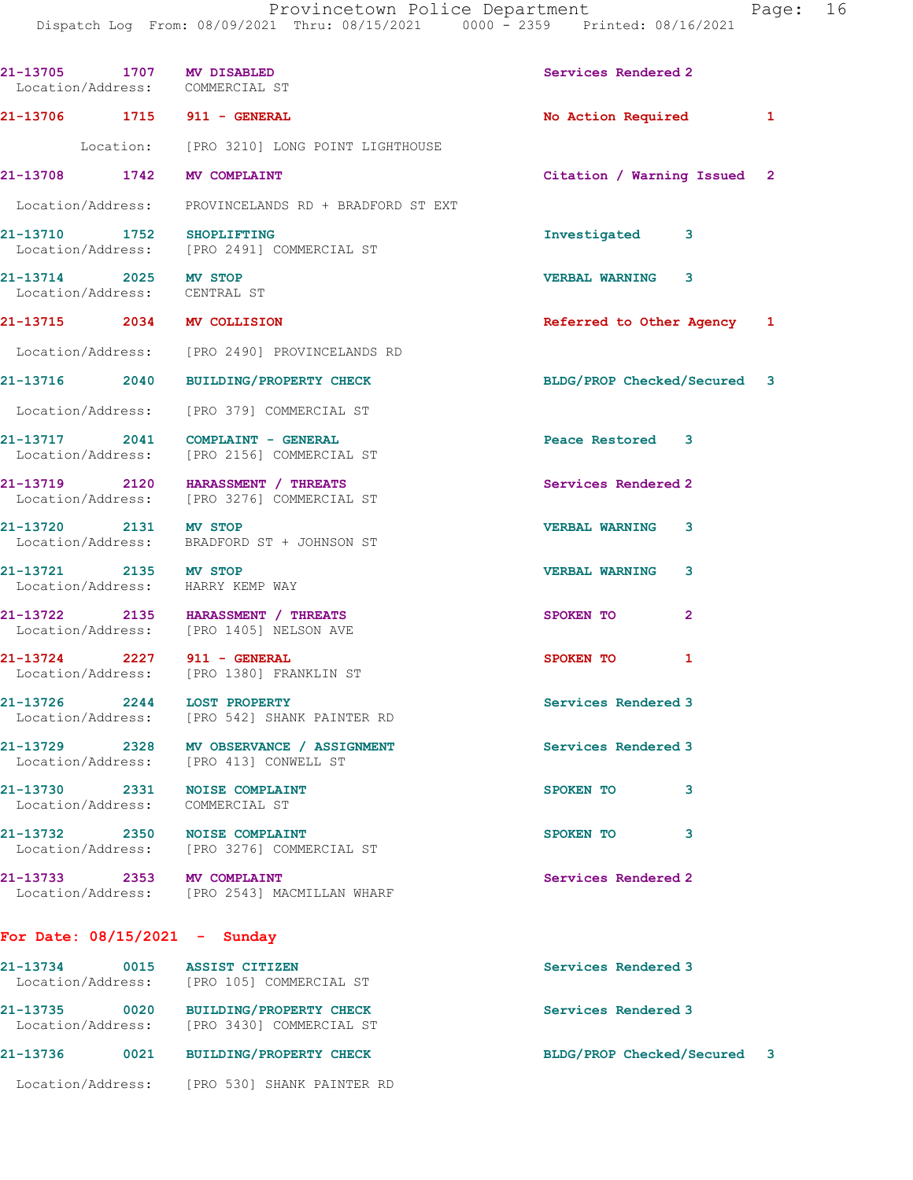21-13705 1707 MV DISABLED Services Rendered 2
Location/Address: COMMERCIAL ST

21-13706 1715 911 - GENERAL No Action Required 1
Location: [PRO 3210] LONG POINT LIGHTHOUSE

21-13708 1742 MV COMPLAINT Citation / Warning Issued 2
Location/Address: PROVINCELANDS RD + BRADFORD ST EXT

21-13710 1752 SHOPLIFTING Investigated 3
Location/Address: [PRO 2491] COMMERCIAL ST

21-13714 2025 MV STOP VERBAL WARNING 3
Location/Address: CENTRAL ST

21-13715 2034 MV COLLISION Referred to Other Agency 1
Location/Address: [PRO 2490] PROVINCELANDS RD

21-13716 2040 BUILDING/PROPERTY CHECK BLDG/PROP Checked/Secured 3
Location/Address: [PRO 379] COMMERCIAL ST

21-13717 2041 COMPLAINT - GENERAL Peace Restored 3
Location/Address: [PRO 2156] COMMERCIAL ST

21-13719 2120 HARASSMENT / THREATS Services Rendered 2
Location/Address: [PRO 3276] COMMERCIAL ST

21-13720 2131 MV STOP VERBAL WARNING 3
Location/Address: BRADFORD ST + JOHNSON ST

21-13721 2135 MV STOP VERBAL WARNING 3
Location/Address: HARRY KEMP WAY

21-13722 2135 HARASSMENT / THREATS SPOKEN TO 2
Location/Address: [PRO 1405] NELSON AVE

21-13724 2227 911 - GENERAL SPOKEN TO 1
Location/Address: [PRO 1380] FRANKLIN ST

21-13726 2244 LOST PROPERTY Services Rendered 3
Location/Address: [PRO 542] SHANK PAINTER RD

21-13729 2328 MV OBSERVANCE / ASSIGNMENT Services Rendered 3
Location/Address: [PRO 413] CONWELL ST

21-13730 2331 NOISE COMPLAINT SPOKEN TO 3
Location/Address: COMMERCIAL ST

21-13732 2350 NOISE COMPLAINT SPOKEN TO 3
Location/Address: [PRO 3276] COMMERCIAL ST

21-13733 2353 MV COMPLAINT Services Rendered 2
Location/Address: [PRO 2543] MACMILLAN WHARF

**For Date: 08/15/2021 - Sunday**

21-13734 0015 ASSIST CITIZEN Services Rendered 3
Location/Address: [PRO 105] COMMERCIAL ST

21-13735 0020 BUILDING/PROPERTY CHECK Services Rendered 3
Location/Address: [PRO 3430] COMMERCIAL ST

21-13736 0021 BUILDING/PROPERTY CHECK BLDG/PROP Checked/Secured 3
Location/Address: [PRO 530] SHANK PAINTER RD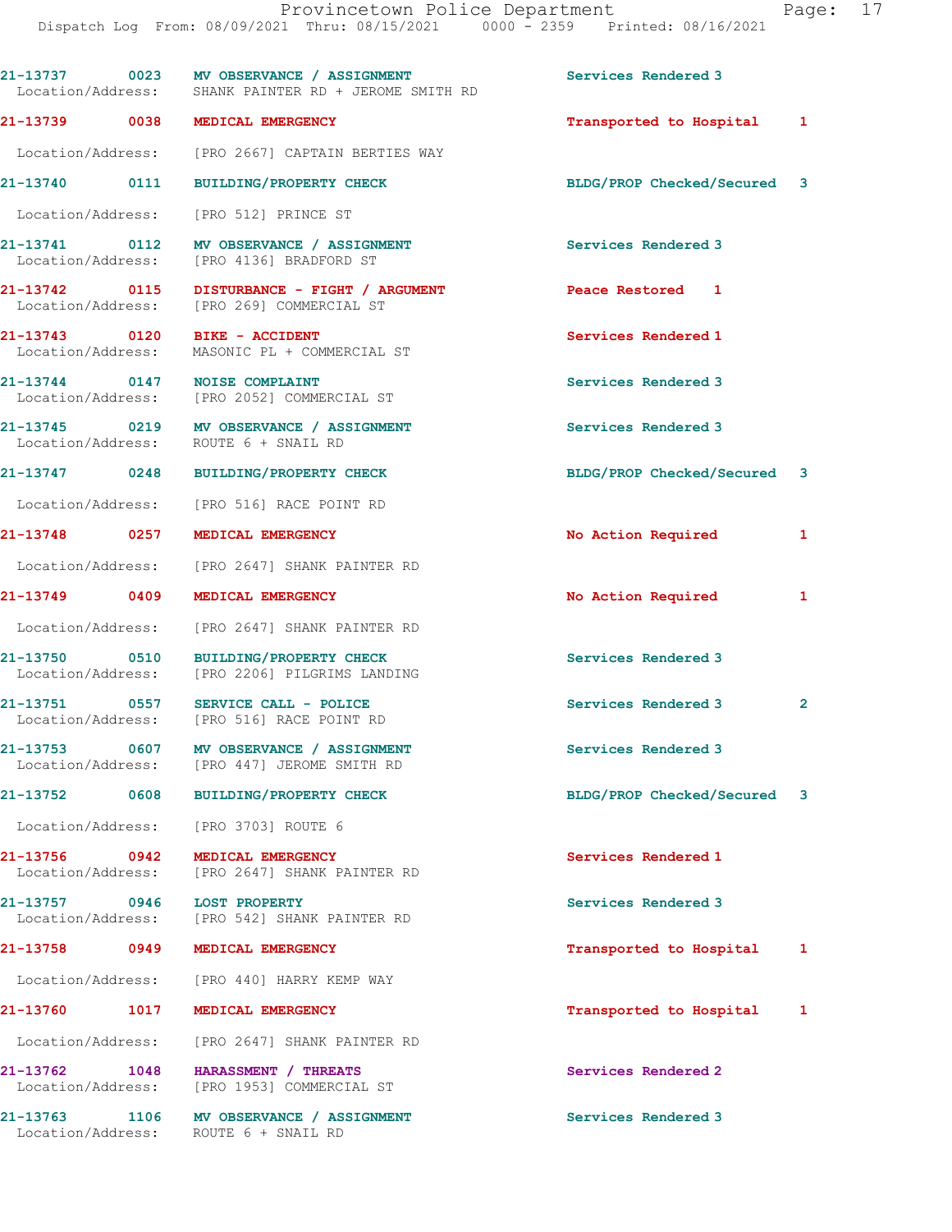21-13737 0023 MV OBSERVANCE / ASSIGNMENT Services Rendered 3
Location/Address: SHANK PAINTER RD + JEROME SMITH RD

21-13739 0038 MEDICAL EMERGENCY Transported to Hospital 1
Location/Address: [PRO 2667] CAPTAIN BERTIES WAY

21-13740 0111 BUILDING/PROPERTY CHECK BLDG/PROP Checked/Secured 3
Location/Address: [PRO 512] PRINCE ST

21-13741 0112 MV OBSERVANCE / ASSIGNMENT Services Rendered 3
Location/Address: [PRO 4136] BRADFORD ST

21-13742 0115 DISTURBANCE - FIGHT / ARGUMENT Peace Restored 1
Location/Address: [PRO 269] COMMERCIAL ST

21-13743 0120 BIKE - ACCIDENT Services Rendered 1
Location/Address: MASONIC PL + COMMERCIAL ST

21-13744 0147 NOISE COMPLAINT Services Rendered 3
Location/Address: [PRO 2052] COMMERCIAL ST

21-13745 0219 MV OBSERVANCE / ASSIGNMENT Services Rendered 3
Location/Address: ROUTE 6 + SNAIL RD

21-13747 0248 BUILDING/PROPERTY CHECK BLDG/PROP Checked/Secured 3
Location/Address: [PRO 516] RACE POINT RD

21-13748 0257 MEDICAL EMERGENCY No Action Required 1
Location/Address: [PRO 2647] SHANK PAINTER RD

21-13749 0409 MEDICAL EMERGENCY No Action Required 1
Location/Address: [PRO 2647] SHANK PAINTER RD

21-13750 0510 BUILDING/PROPERTY CHECK Services Rendered 3
Location/Address: [PRO 2206] PILGRIMS LANDING

21-13751 0557 SERVICE CALL - POLICE Services Rendered 3 2
Location/Address: [PRO 516] RACE POINT RD

21-13753 0607 MV OBSERVANCE / ASSIGNMENT Services Rendered 3
Location/Address: [PRO 447] JEROME SMITH RD

21-13752 0608 BUILDING/PROPERTY CHECK BLDG/PROP Checked/Secured 3
Location/Address: [PRO 3703] ROUTE 6

21-13756 0942 MEDICAL EMERGENCY Services Rendered 1
Location/Address: [PRO 2647] SHANK PAINTER RD

21-13757 0946 LOST PROPERTY Services Rendered 3
Location/Address: [PRO 542] SHANK PAINTER RD

21-13758 0949 MEDICAL EMERGENCY Transported to Hospital 1
Location/Address: [PRO 440] HARRY KEMP WAY

21-13760 1017 MEDICAL EMERGENCY Transported to Hospital 1
Location/Address: [PRO 2647] SHANK PAINTER RD

21-13762 1048 HARASSMENT / THREATS Services Rendered 2
Location/Address: [PRO 1953] COMMERCIAL ST

21-13763 1106 MV OBSERVANCE / ASSIGNMENT Services Rendered 3
Location/Address: ROUTE 6 + SNAIL RD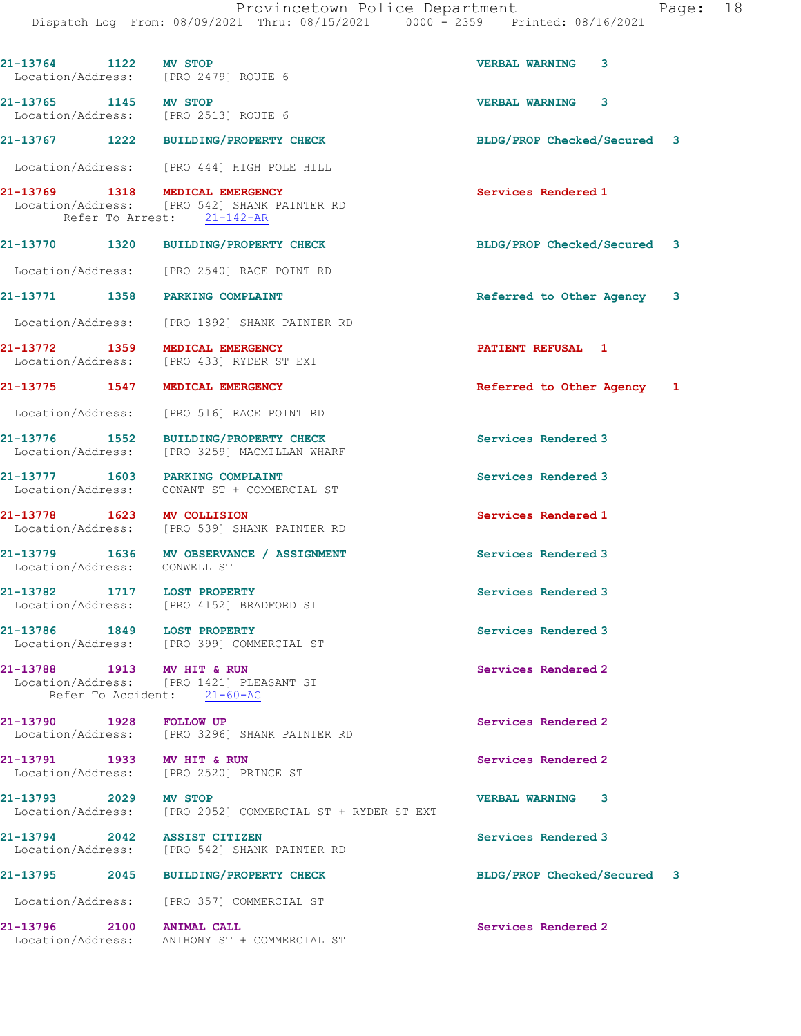21-13764 1122 MV STOP VERBAL WARNING 3
Location/Address: [PRO 2479] ROUTE 6

21-13765 1145 MV STOP VERBAL WARNING 3
Location/Address: [PRO 2513] ROUTE 6

21-13767 1222 BUILDING/PROPERTY CHECK BLDG/PROP Checked/Secured 3
Location/Address: [PRO 444] HIGH POLE HILL

21-13769 1318 MEDICAL EMERGENCY Services Rendered 1
Location/Address: [PRO 542] SHANK PAINTER RD
Refer To Arrest: 21-142-AR

21-13770 1320 BUILDING/PROPERTY CHECK BLDG/PROP Checked/Secured 3
Location/Address: [PRO 2540] RACE POINT RD

21-13771 1358 PARKING COMPLAINT Referred to Other Agency 3
Location/Address: [PRO 1892] SHANK PAINTER RD

21-13772 1359 MEDICAL EMERGENCY PATIENT REFUSAL 1
Location/Address: [PRO 433] RYDER ST EXT

21-13775 1547 MEDICAL EMERGENCY Referred to Other Agency 1
Location/Address: [PRO 516] RACE POINT RD

21-13776 1552 BUILDING/PROPERTY CHECK Services Rendered 3
Location/Address: [PRO 3259] MACMILLAN WHARF

21-13777 1603 PARKING COMPLAINT Services Rendered 3
Location/Address: CONANT ST + COMMERCIAL ST

21-13778 1623 MV COLLISION Services Rendered 1
Location/Address: [PRO 539] SHANK PAINTER RD

21-13779 1636 MV OBSERVANCE / ASSIGNMENT Services Rendered 3
Location/Address: CONWELL ST

21-13782 1717 LOST PROPERTY Services Rendered 3
Location/Address: [PRO 4152] BRADFORD ST

21-13786 1849 LOST PROPERTY Services Rendered 3
Location/Address: [PRO 399] COMMERCIAL ST

21-13788 1913 MV HIT & RUN Services Rendered 2
Location/Address: [PRO 1421] PLEASANT ST
Refer To Accident: 21-60-AC

21-13790 1928 FOLLOW UP Services Rendered 2
Location/Address: [PRO 3296] SHANK PAINTER RD

21-13791 1933 MV HIT & RUN Services Rendered 2
Location/Address: [PRO 2520] PRINCE ST

21-13793 2029 MV STOP VERBAL WARNING 3
Location/Address: [PRO 2052] COMMERCIAL ST + RYDER ST EXT

21-13794 2042 ASSIST CITIZEN Services Rendered 3
Location/Address: [PRO 542] SHANK PAINTER RD

21-13795 2045 BUILDING/PROPERTY CHECK BLDG/PROP Checked/Secured 3
Location/Address: [PRO 357] COMMERCIAL ST

21-13796 2100 ANIMAL CALL Services Rendered 2
Location/Address: ANTHONY ST + COMMERCIAL ST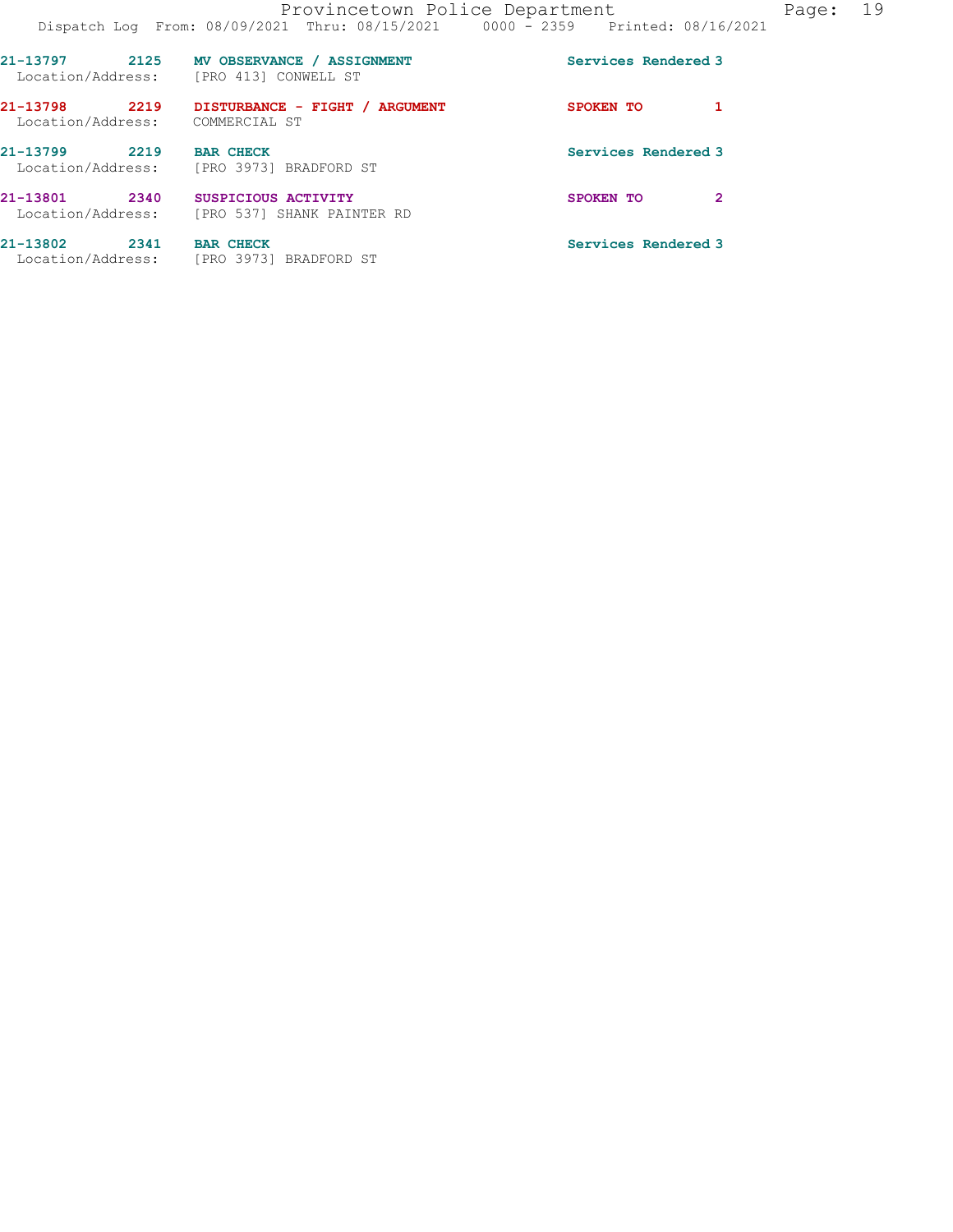21-13797 2125 **MV OBSERVANCE / ASSIGNMENT** Services Rendered 3
Location/Address: [PRO 413] CONWELL ST

21-13798 2219 **DISTURBANCE - FIGHT / ARGUMENT** SPOKEN TO 1
Location/Address: COMMERCIAL ST

21-13799 2219 **BAR CHECK** Services Rendered 3
Location/Address: [PRO 3973] BRADFORD ST

21-13801 2340 **SUSPICIOUS ACTIVITY** SPOKEN TO 2
Location/Address: [PRO 537] SHANK PAINTER RD

21-13802 2341 **BAR CHECK** Services Rendered 3
Location/Address: [PRO 3973] BRADFORD ST